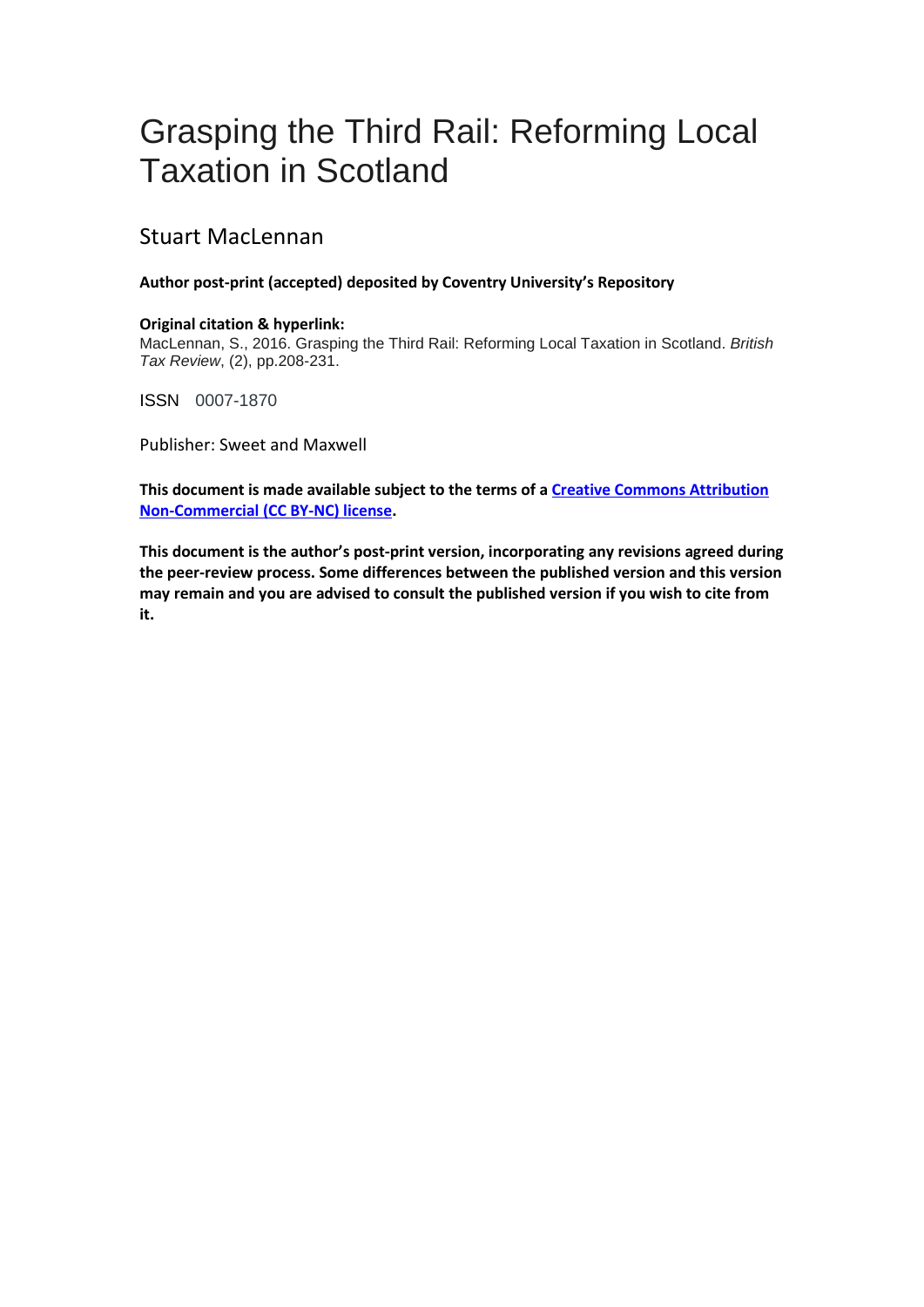# Grasping the Third Rail: Reforming Local Taxation in Scotland

## Stuart MacLennan

**Author post-print (accepted) deposited by Coventry University's Repository**

**Original citation & hyperlink:**
MacLennan, S., 2016. Grasping the Third Rail: Reforming Local Taxation in Scotland. *British Tax Review*, (2), pp.208-231.

ISSN 0007-1870

Publisher: Sweet and Maxwell

**This document is made available subject to the terms of a [Creative Commons Attribution Non-Commercial (CC BY-NC) license](#).**

**This document is the author's post-print version, incorporating any revisions agreed during the peer-review process. Some differences between the published version and this version may remain and you are advised to consult the published version if you wish to cite from it.**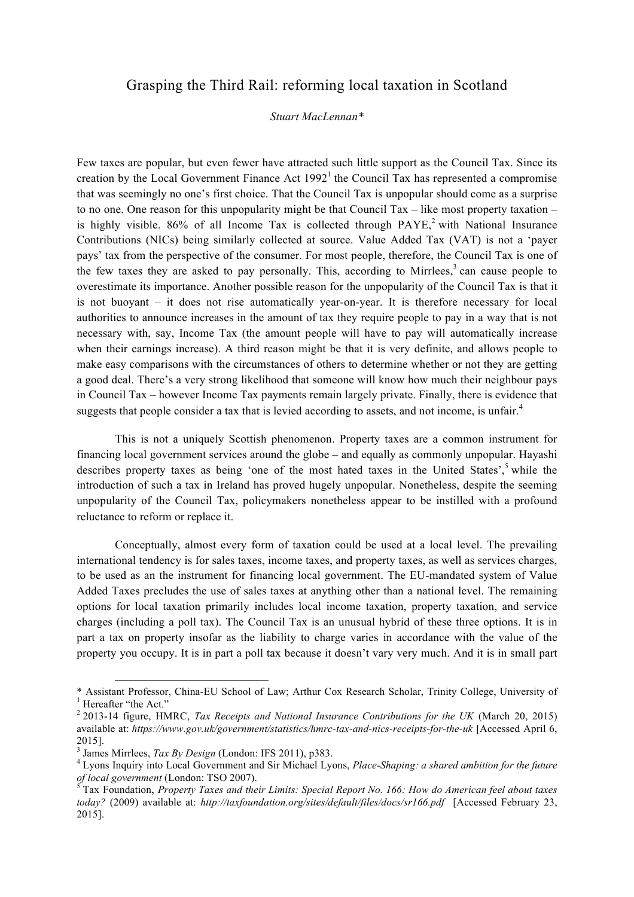# Grasping the Third Rail: reforming local taxation in Scotland

*Stuart MacLennan\**

Few taxes are popular, but even fewer have attracted such little support as the Council Tax. Since its creation by the Local Government Finance Act 1992[1] the Council Tax has represented a compromise that was seemingly no one's first choice. That the Council Tax is unpopular should come as a surprise to no one. One reason for this unpopularity might be that Council Tax – like most property taxation – is highly visible. 86% of all Income Tax is collected through PAYE,[2] with National Insurance Contributions (NICs) being similarly collected at source. Value Added Tax (VAT) is not a 'payer pays' tax from the perspective of the consumer. For most people, therefore, the Council Tax is one of the few taxes they are asked to pay personally. This, according to Mirrlees,[3] can cause people to overestimate its importance. Another possible reason for the unpopularity of the Council Tax is that it is not buoyant – it does not rise automatically year-on-year. It is therefore necessary for local authorities to announce increases in the amount of tax they require people to pay in a way that is not necessary with, say, Income Tax (the amount people will have to pay will automatically increase when their earnings increase). A third reason might be that it is very definite, and allows people to make easy comparisons with the circumstances of others to determine whether or not they are getting a good deal. There's a very strong likelihood that someone will know how much their neighbour pays in Council Tax – however Income Tax payments remain largely private. Finally, there is evidence that suggests that people consider a tax that is levied according to assets, and not income, is unfair.[4]

This is not a uniquely Scottish phenomenon. Property taxes are a common instrument for financing local government services around the globe – and equally as commonly unpopular. Hayashi describes property taxes as being 'one of the most hated taxes in the United States',[5] while the introduction of such a tax in Ireland has proved hugely unpopular. Nonetheless, despite the seeming unpopularity of the Council Tax, policymakers nonetheless appear to be instilled with a profound reluctance to reform or replace it.

Conceptually, almost every form of taxation could be used at a local level. The prevailing international tendency is for sales taxes, income taxes, and property taxes, as well as services charges, to be used as an the instrument for financing local government. The EU-mandated system of Value Added Taxes precludes the use of sales taxes at anything other than a national level. The remaining options for local taxation primarily includes local income taxation, property taxation, and service charges (including a poll tax). The Council Tax is an unusual hybrid of these three options. It is in part a tax on property insofar as the liability to charge varies in accordance with the value of the property you occupy. It is in part a poll tax because it doesn't vary very much. And it is in small part

---

\* Assistant Professor, China-EU School of Law; Arthur Cox Research Scholar, Trinity College, University of

[1] Hereafter "the Act."

[2] 2013-14 figure, HMRC, *Tax Receipts and National Insurance Contributions for the UK* (March 20, 2015) available at: *https://www.gov.uk/government/statistics/hmrc-tax-and-nics-receipts-for-the-uk* [Accessed April 6, 2015].

[3] James Mirrlees, *Tax By Design* (London: IFS 2011), p383.

[4] Lyons Inquiry into Local Government and Sir Michael Lyons, *Place-Shaping: a shared ambition for the future of local government* (London: TSO 2007).

[5] Tax Foundation, *Property Taxes and their Limits: Special Report No. 166: How do American feel about taxes today?* (2009) available at: *http://taxfoundation.org/sites/default/files/docs/sr166.pdf* [Accessed February 23, 2015].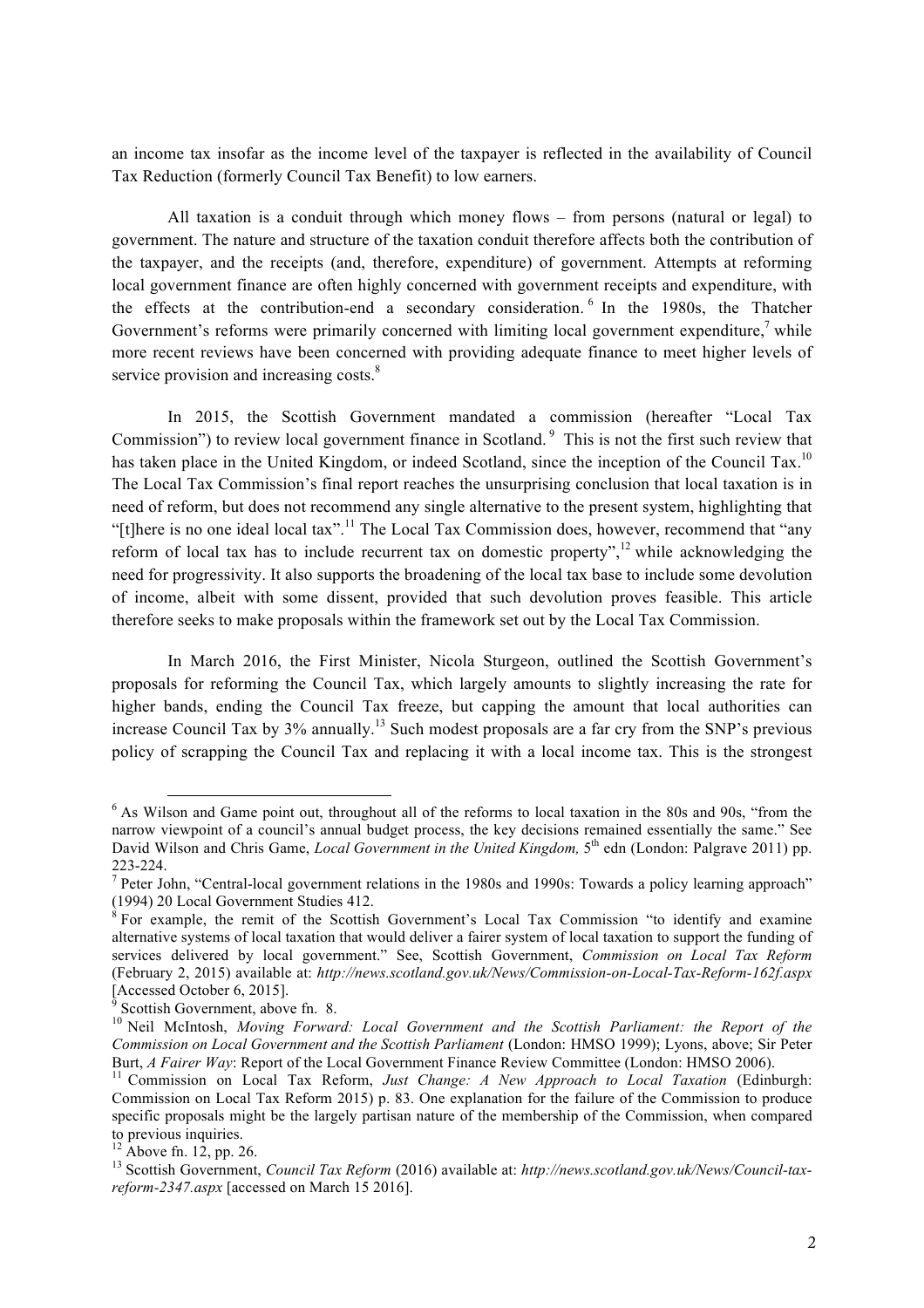an income tax insofar as the income level of the taxpayer is reflected in the availability of Council Tax Reduction (formerly Council Tax Benefit) to low earners.

All taxation is a conduit through which money flows – from persons (natural or legal) to government. The nature and structure of the taxation conduit therefore affects both the contribution of the taxpayer, and the receipts (and, therefore, expenditure) of government. Attempts at reforming local government finance are often highly concerned with government receipts and expenditure, with the effects at the contribution-end a secondary consideration.[6] In the 1980s, the Thatcher Government's reforms were primarily concerned with limiting local government expenditure,[7] while more recent reviews have been concerned with providing adequate finance to meet higher levels of service provision and increasing costs.[8]

In 2015, the Scottish Government mandated a commission (hereafter "Local Tax Commission") to review local government finance in Scotland.[9] This is not the first such review that has taken place in the United Kingdom, or indeed Scotland, since the inception of the Council Tax.[10] The Local Tax Commission's final report reaches the unsurprising conclusion that local taxation is in need of reform, but does not recommend any single alternative to the present system, highlighting that "[t]here is no one ideal local tax".[11] The Local Tax Commission does, however, recommend that "any reform of local tax has to include recurrent tax on domestic property",[12] while acknowledging the need for progressivity. It also supports the broadening of the local tax base to include some devolution of income, albeit with some dissent, provided that such devolution proves feasible. This article therefore seeks to make proposals within the framework set out by the Local Tax Commission.

In March 2016, the First Minister, Nicola Sturgeon, outlined the Scottish Government's proposals for reforming the Council Tax, which largely amounts to slightly increasing the rate for higher bands, ending the Council Tax freeze, but capping the amount that local authorities can increase Council Tax by 3% annually.[13] Such modest proposals are a far cry from the SNP's previous policy of scrapping the Council Tax and replacing it with a local income tax. This is the strongest

---

[6] As Wilson and Game point out, throughout all of the reforms to local taxation in the 80s and 90s, "from the narrow viewpoint of a council's annual budget process, the key decisions remained essentially the same." See David Wilson and Chris Game, *Local Government in the United Kingdom,* 5th edn (London: Palgrave 2011) pp. 223-224.

[7] Peter John, "Central-local government relations in the 1980s and 1990s: Towards a policy learning approach" (1994) 20 Local Government Studies 412.

[8] For example, the remit of the Scottish Government's Local Tax Commission "to identify and examine alternative systems of local taxation that would deliver a fairer system of local taxation to support the funding of services delivered by local government." See, Scottish Government, *Commission on Local Tax Reform* (February 2, 2015) available at: *http://news.scotland.gov.uk/News/Commission-on-Local-Tax-Reform-162f.aspx* [Accessed October 6, 2015].

[9] Scottish Government, above fn. 8.

[10] Neil McIntosh, *Moving Forward: Local Government and the Scottish Parliament: the Report of the Commission on Local Government and the Scottish Parliament* (London: HMSO 1999); Lyons, above; Sir Peter Burt, *A Fairer Way*: Report of the Local Government Finance Review Committee (London: HMSO 2006).

[11] Commission on Local Tax Reform, *Just Change: A New Approach to Local Taxation* (Edinburgh: Commission on Local Tax Reform 2015) p. 83. One explanation for the failure of the Commission to produce specific proposals might be the largely partisan nature of the membership of the Commission, when compared to previous inquiries.

[12] Above fn. 12, pp. 26.

[13] Scottish Government, *Council Tax Reform* (2016) available at: *http://news.scotland.gov.uk/News/Council-tax-reform-2347.aspx* [accessed on March 15 2016].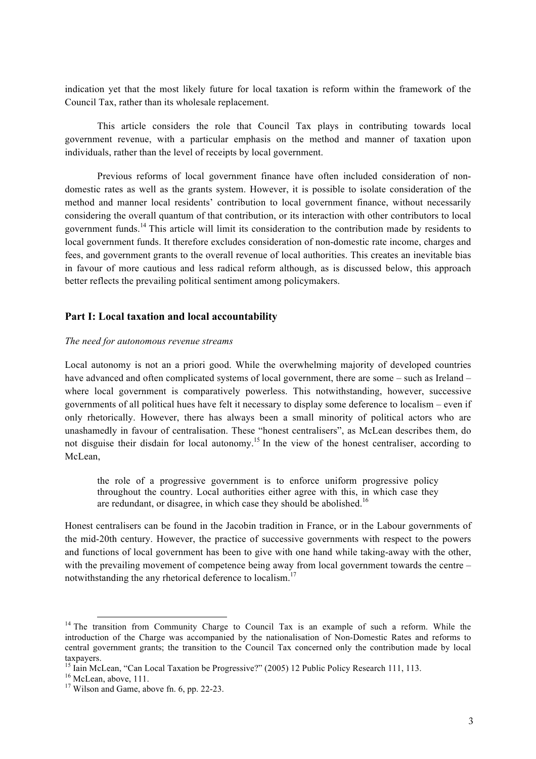indication yet that the most likely future for local taxation is reform within the framework of the Council Tax, rather than its wholesale replacement.

This article considers the role that Council Tax plays in contributing towards local government revenue, with a particular emphasis on the method and manner of taxation upon individuals, rather than the level of receipts by local government.

Previous reforms of local government finance have often included consideration of non-domestic rates as well as the grants system. However, it is possible to isolate consideration of the method and manner local residents' contribution to local government finance, without necessarily considering the overall quantum of that contribution, or its interaction with other contributors to local government funds.[14] This article will limit its consideration to the contribution made by residents to local government funds. It therefore excludes consideration of non-domestic rate income, charges and fees, and government grants to the overall revenue of local authorities. This creates an inevitable bias in favour of more cautious and less radical reform although, as is discussed below, this approach better reflects the prevailing political sentiment among policymakers.

## Part I: Local taxation and local accountability

*The need for autonomous revenue streams*

Local autonomy is not an a priori good. While the overwhelming majority of developed countries have advanced and often complicated systems of local government, there are some – such as Ireland – where local government is comparatively powerless. This notwithstanding, however, successive governments of all political hues have felt it necessary to display some deference to localism – even if only rhetorically. However, there has always been a small minority of political actors who are unashamedly in favour of centralisation. These "honest centralisers", as McLean describes them, do not disguise their disdain for local autonomy.[15] In the view of the honest centraliser, according to McLean,

> the role of a progressive government is to enforce uniform progressive policy throughout the country. Local authorities either agree with this, in which case they are redundant, or disagree, in which case they should be abolished.[16]

Honest centralisers can be found in the Jacobin tradition in France, or in the Labour governments of the mid-20th century. However, the practice of successive governments with respect to the powers and functions of local government has been to give with one hand while taking-away with the other, with the prevailing movement of competence being away from local government towards the centre – notwithstanding the any rhetorical deference to localism.[17]

---

[14] The transition from Community Charge to Council Tax is an example of such a reform. While the introduction of the Charge was accompanied by the nationalisation of Non-Domestic Rates and reforms to central government grants; the transition to the Council Tax concerned only the contribution made by local taxpayers.

[15] Iain McLean, "Can Local Taxation be Progressive?" (2005) 12 Public Policy Research 111, 113.

[16] McLean, above, 111.

[17] Wilson and Game, above fn. 6, pp. 22-23.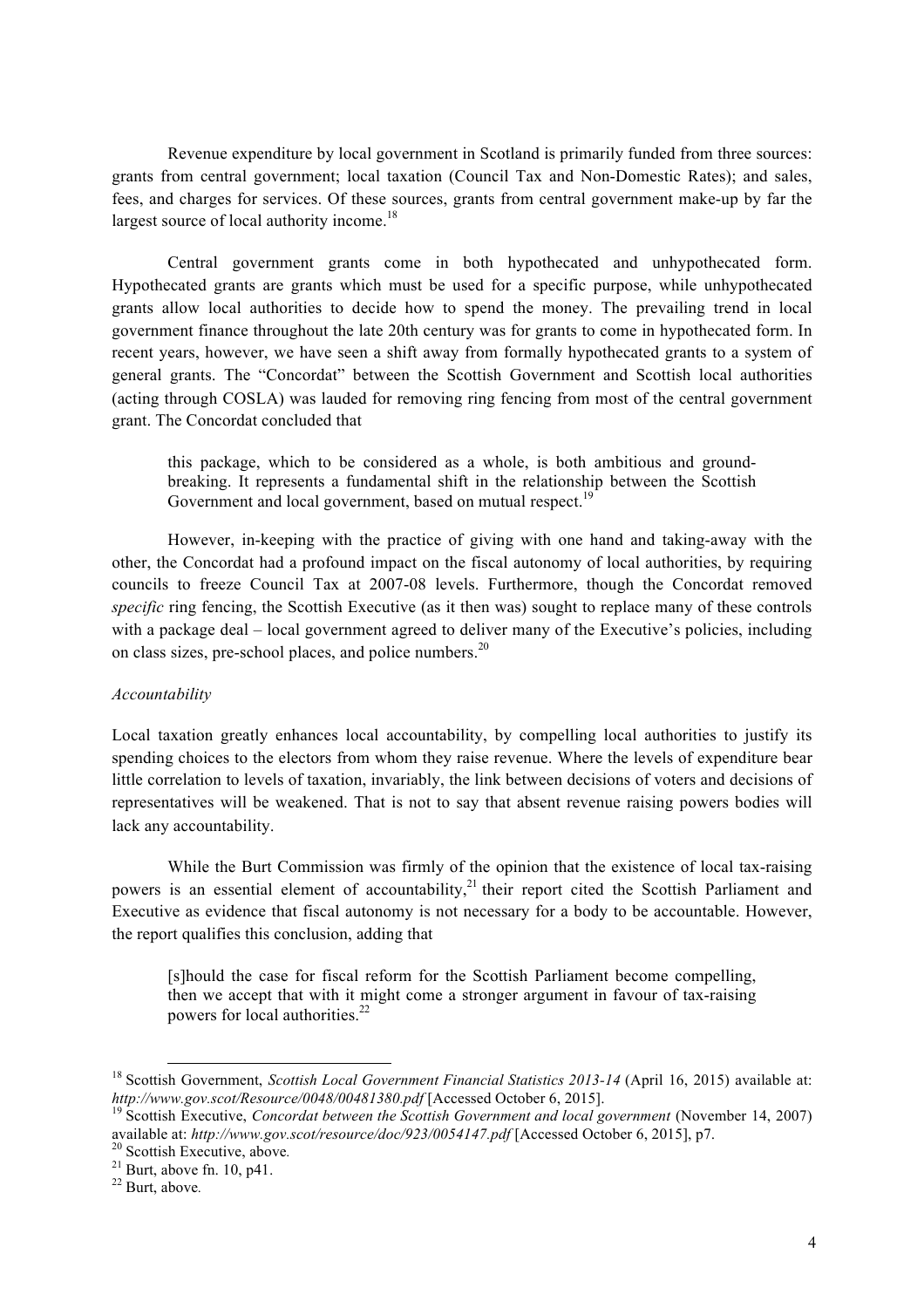Revenue expenditure by local government in Scotland is primarily funded from three sources: grants from central government; local taxation (Council Tax and Non-Domestic Rates); and sales, fees, and charges for services. Of these sources, grants from central government make-up by far the largest source of local authority income.[18]

Central government grants come in both hypothecated and unhypothecated form. Hypothecated grants are grants which must be used for a specific purpose, while unhypothecated grants allow local authorities to decide how to spend the money. The prevailing trend in local government finance throughout the late 20th century was for grants to come in hypothecated form. In recent years, however, we have seen a shift away from formally hypothecated grants to a system of general grants. The "Concordat" between the Scottish Government and Scottish local authorities (acting through COSLA) was lauded for removing ring fencing from most of the central government grant. The Concordat concluded that

> this package, which to be considered as a whole, is both ambitious and ground-breaking. It represents a fundamental shift in the relationship between the Scottish Government and local government, based on mutual respect.[19]

However, in-keeping with the practice of giving with one hand and taking-away with the other, the Concordat had a profound impact on the fiscal autonomy of local authorities, by requiring councils to freeze Council Tax at 2007-08 levels. Furthermore, though the Concordat removed *specific* ring fencing, the Scottish Executive (as it then was) sought to replace many of these controls with a package deal – local government agreed to deliver many of the Executive's policies, including on class sizes, pre-school places, and police numbers.[20]

*Accountability*

Local taxation greatly enhances local accountability, by compelling local authorities to justify its spending choices to the electors from whom they raise revenue. Where the levels of expenditure bear little correlation to levels of taxation, invariably, the link between decisions of voters and decisions of representatives will be weakened. That is not to say that absent revenue raising powers bodies will lack any accountability.

While the Burt Commission was firmly of the opinion that the existence of local tax-raising powers is an essential element of accountability,[21] their report cited the Scottish Parliament and Executive as evidence that fiscal autonomy is not necessary for a body to be accountable. However, the report qualifies this conclusion, adding that

> [s]hould the case for fiscal reform for the Scottish Parliament become compelling, then we accept that with it might come a stronger argument in favour of tax-raising powers for local authorities.[22]

---

[18] Scottish Government, *Scottish Local Government Financial Statistics 2013-14* (April 16, 2015) available at: *http://www.gov.scot/Resource/0048/00481380.pdf* [Accessed October 6, 2015].

[19] Scottish Executive, *Concordat between the Scottish Government and local government* (November 14, 2007) available at: *http://www.gov.scot/resource/doc/923/0054147.pdf* [Accessed October 6, 2015], p7.

[20] Scottish Executive, above.

[21] Burt, above fn. 10, p41.

[22] Burt, above.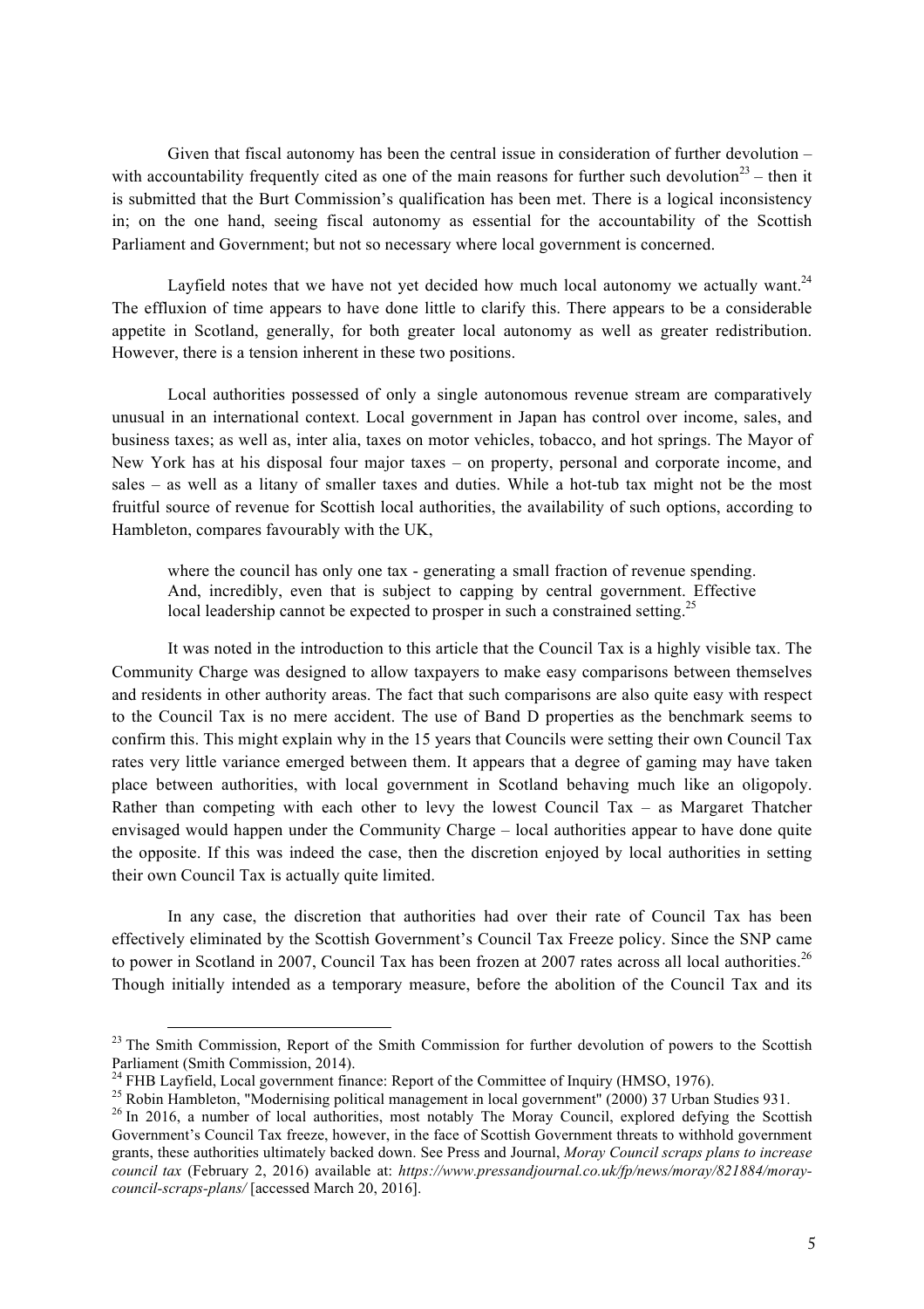Given that fiscal autonomy has been the central issue in consideration of further devolution – with accountability frequently cited as one of the main reasons for further such devolution[23] – then it is submitted that the Burt Commission's qualification has been met. There is a logical inconsistency in; on the one hand, seeing fiscal autonomy as essential for the accountability of the Scottish Parliament and Government; but not so necessary where local government is concerned.

Layfield notes that we have not yet decided how much local autonomy we actually want.[24] The effluxion of time appears to have done little to clarify this. There appears to be a considerable appetite in Scotland, generally, for both greater local autonomy as well as greater redistribution. However, there is a tension inherent in these two positions.

Local authorities possessed of only a single autonomous revenue stream are comparatively unusual in an international context. Local government in Japan has control over income, sales, and business taxes; as well as, inter alia, taxes on motor vehicles, tobacco, and hot springs. The Mayor of New York has at his disposal four major taxes – on property, personal and corporate income, and sales – as well as a litany of smaller taxes and duties. While a hot-tub tax might not be the most fruitful source of revenue for Scottish local authorities, the availability of such options, according to Hambleton, compares favourably with the UK,

> where the council has only one tax - generating a small fraction of revenue spending. And, incredibly, even that is subject to capping by central government. Effective local leadership cannot be expected to prosper in such a constrained setting.[25]

It was noted in the introduction to this article that the Council Tax is a highly visible tax. The Community Charge was designed to allow taxpayers to make easy comparisons between themselves and residents in other authority areas. The fact that such comparisons are also quite easy with respect to the Council Tax is no mere accident. The use of Band D properties as the benchmark seems to confirm this. This might explain why in the 15 years that Councils were setting their own Council Tax rates very little variance emerged between them. It appears that a degree of gaming may have taken place between authorities, with local government in Scotland behaving much like an oligopoly. Rather than competing with each other to levy the lowest Council Tax – as Margaret Thatcher envisaged would happen under the Community Charge – local authorities appear to have done quite the opposite. If this was indeed the case, then the discretion enjoyed by local authorities in setting their own Council Tax is actually quite limited.

In any case, the discretion that authorities had over their rate of Council Tax has been effectively eliminated by the Scottish Government's Council Tax Freeze policy. Since the SNP came to power in Scotland in 2007, Council Tax has been frozen at 2007 rates across all local authorities.[26] Though initially intended as a temporary measure, before the abolition of the Council Tax and its

---

[23] The Smith Commission, Report of the Smith Commission for further devolution of powers to the Scottish Parliament (Smith Commission, 2014).

[24] FHB Layfield, Local government finance: Report of the Committee of Inquiry (HMSO, 1976).

[25] Robin Hambleton, "Modernising political management in local government" (2000) 37 Urban Studies 931.

[26] In 2016, a number of local authorities, most notably The Moray Council, explored defying the Scottish Government's Council Tax freeze, however, in the face of Scottish Government threats to withhold government grants, these authorities ultimately backed down. See Press and Journal, *Moray Council scraps plans to increase council tax* (February 2, 2016) available at: *https://www.pressandjournal.co.uk/fp/news/moray/821884/moray-council-scraps-plans/* [accessed March 20, 2016].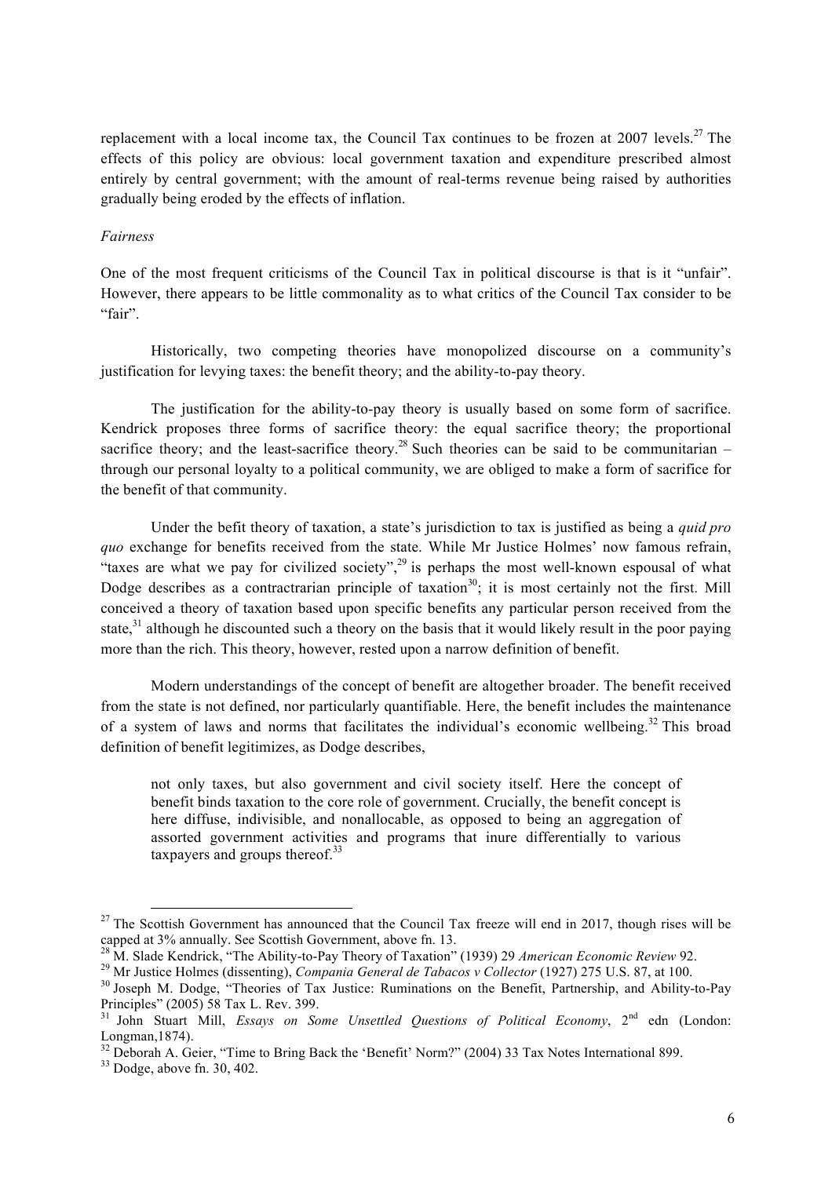replacement with a local income tax, the Council Tax continues to be frozen at 2007 levels.[27] The effects of this policy are obvious: local government taxation and expenditure prescribed almost entirely by central government; with the amount of real-terms revenue being raised by authorities gradually being eroded by the effects of inflation.

*Fairness*

One of the most frequent criticisms of the Council Tax in political discourse is that is it "unfair". However, there appears to be little commonality as to what critics of the Council Tax consider to be "fair".

Historically, two competing theories have monopolized discourse on a community's justification for levying taxes: the benefit theory; and the ability-to-pay theory.

The justification for the ability-to-pay theory is usually based on some form of sacrifice. Kendrick proposes three forms of sacrifice theory: the equal sacrifice theory; the proportional sacrifice theory; and the least-sacrifice theory.[28] Such theories can be said to be communitarian – through our personal loyalty to a political community, we are obliged to make a form of sacrifice for the benefit of that community.

Under the befit theory of taxation, a state's jurisdiction to tax is justified as being a *quid pro quo* exchange for benefits received from the state. While Mr Justice Holmes' now famous refrain, "taxes are what we pay for civilized society",[29] is perhaps the most well-known espousal of what Dodge describes as a contractrarian principle of taxation[30]; it is most certainly not the first. Mill conceived a theory of taxation based upon specific benefits any particular person received from the state,[31] although he discounted such a theory on the basis that it would likely result in the poor paying more than the rich. This theory, however, rested upon a narrow definition of benefit.

Modern understandings of the concept of benefit are altogether broader. The benefit received from the state is not defined, nor particularly quantifiable. Here, the benefit includes the maintenance of a system of laws and norms that facilitates the individual's economic wellbeing.[32] This broad definition of benefit legitimizes, as Dodge describes,

> not only taxes, but also government and civil society itself. Here the concept of benefit binds taxation to the core role of government. Crucially, the benefit concept is here diffuse, indivisible, and nonallocable, as opposed to being an aggregation of assorted government activities and programs that inure differentially to various taxpayers and groups thereof.[33]

---

[27] The Scottish Government has announced that the Council Tax freeze will end in 2017, though rises will be capped at 3% annually. See Scottish Government, above fn. 13.

[28] M. Slade Kendrick, "The Ability-to-Pay Theory of Taxation" (1939) 29 *American Economic Review* 92.

[29] Mr Justice Holmes (dissenting), *Compania General de Tabacos v Collector* (1927) 275 U.S. 87, at 100.

[30] Joseph M. Dodge, "Theories of Tax Justice: Ruminations on the Benefit, Partnership, and Ability-to-Pay Principles" (2005) 58 Tax L. Rev. 399.

[31] John Stuart Mill, *Essays on Some Unsettled Questions of Political Economy*, 2nd edn (London: Longman,1874).

[32] Deborah A. Geier, "Time to Bring Back the 'Benefit' Norm?" (2004) 33 Tax Notes International 899.

[33] Dodge, above fn. 30, 402.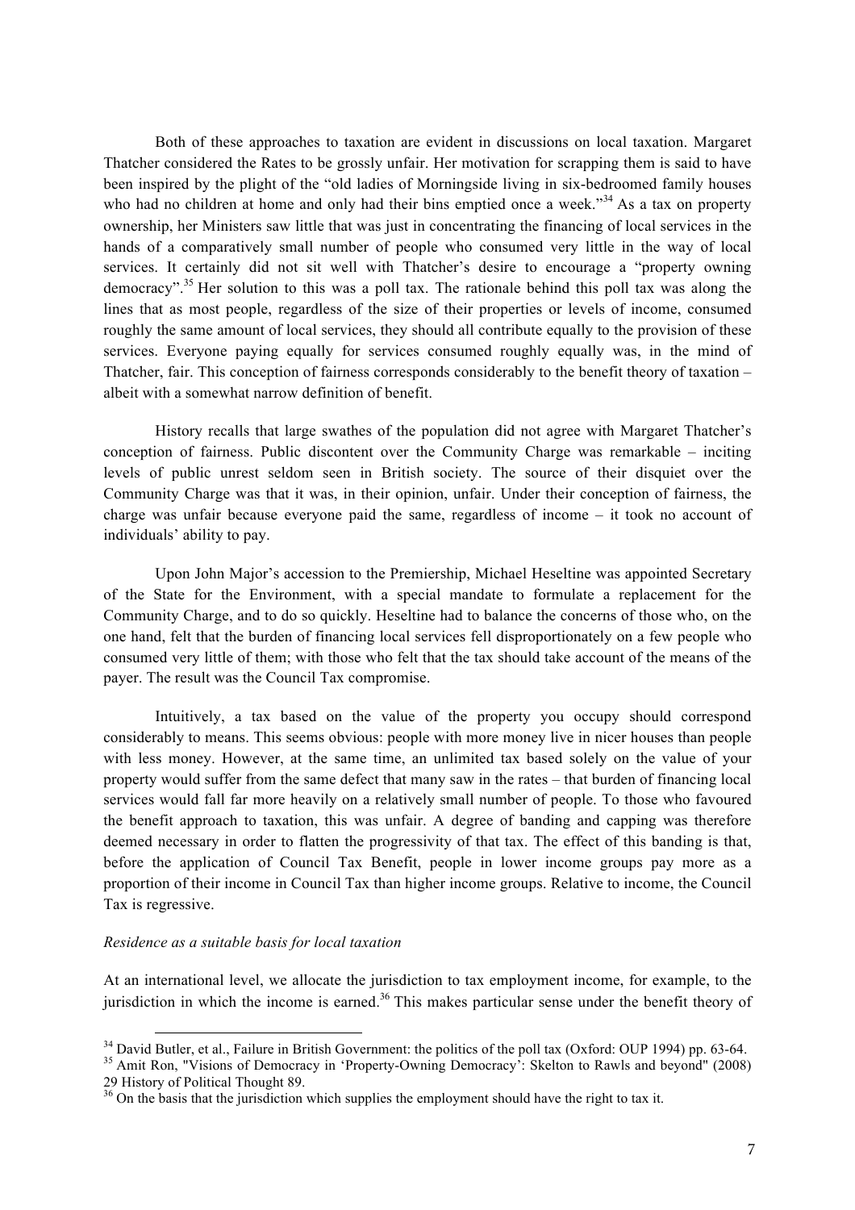Both of these approaches to taxation are evident in discussions on local taxation. Margaret Thatcher considered the Rates to be grossly unfair. Her motivation for scrapping them is said to have been inspired by the plight of the "old ladies of Morningside living in six-bedroomed family houses who had no children at home and only had their bins emptied once a week."[34] As a tax on property ownership, her Ministers saw little that was just in concentrating the financing of local services in the hands of a comparatively small number of people who consumed very little in the way of local services. It certainly did not sit well with Thatcher's desire to encourage a "property owning democracy".[35] Her solution to this was a poll tax. The rationale behind this poll tax was along the lines that as most people, regardless of the size of their properties or levels of income, consumed roughly the same amount of local services, they should all contribute equally to the provision of these services. Everyone paying equally for services consumed roughly equally was, in the mind of Thatcher, fair. This conception of fairness corresponds considerably to the benefit theory of taxation – albeit with a somewhat narrow definition of benefit.

History recalls that large swathes of the population did not agree with Margaret Thatcher's conception of fairness. Public discontent over the Community Charge was remarkable – inciting levels of public unrest seldom seen in British society. The source of their disquiet over the Community Charge was that it was, in their opinion, unfair. Under their conception of fairness, the charge was unfair because everyone paid the same, regardless of income – it took no account of individuals' ability to pay.

Upon John Major's accession to the Premiership, Michael Heseltine was appointed Secretary of the State for the Environment, with a special mandate to formulate a replacement for the Community Charge, and to do so quickly. Heseltine had to balance the concerns of those who, on the one hand, felt that the burden of financing local services fell disproportionately on a few people who consumed very little of them; with those who felt that the tax should take account of the means of the payer. The result was the Council Tax compromise.

Intuitively, a tax based on the value of the property you occupy should correspond considerably to means. This seems obvious: people with more money live in nicer houses than people with less money. However, at the same time, an unlimited tax based solely on the value of your property would suffer from the same defect that many saw in the rates – that burden of financing local services would fall far more heavily on a relatively small number of people. To those who favoured the benefit approach to taxation, this was unfair. A degree of banding and capping was therefore deemed necessary in order to flatten the progressivity of that tax. The effect of this banding is that, before the application of Council Tax Benefit, people in lower income groups pay more as a proportion of their income in Council Tax than higher income groups. Relative to income, the Council Tax is regressive.

*Residence as a suitable basis for local taxation*

At an international level, we allocate the jurisdiction to tax employment income, for example, to the jurisdiction in which the income is earned.[36] This makes particular sense under the benefit theory of

---

[34] David Butler, et al., Failure in British Government: the politics of the poll tax (Oxford: OUP 1994) pp. 63-64.

[35] Amit Ron, "Visions of Democracy in 'Property-Owning Democracy': Skelton to Rawls and beyond" (2008) 29 History of Political Thought 89.

[36] On the basis that the jurisdiction which supplies the employment should have the right to tax it.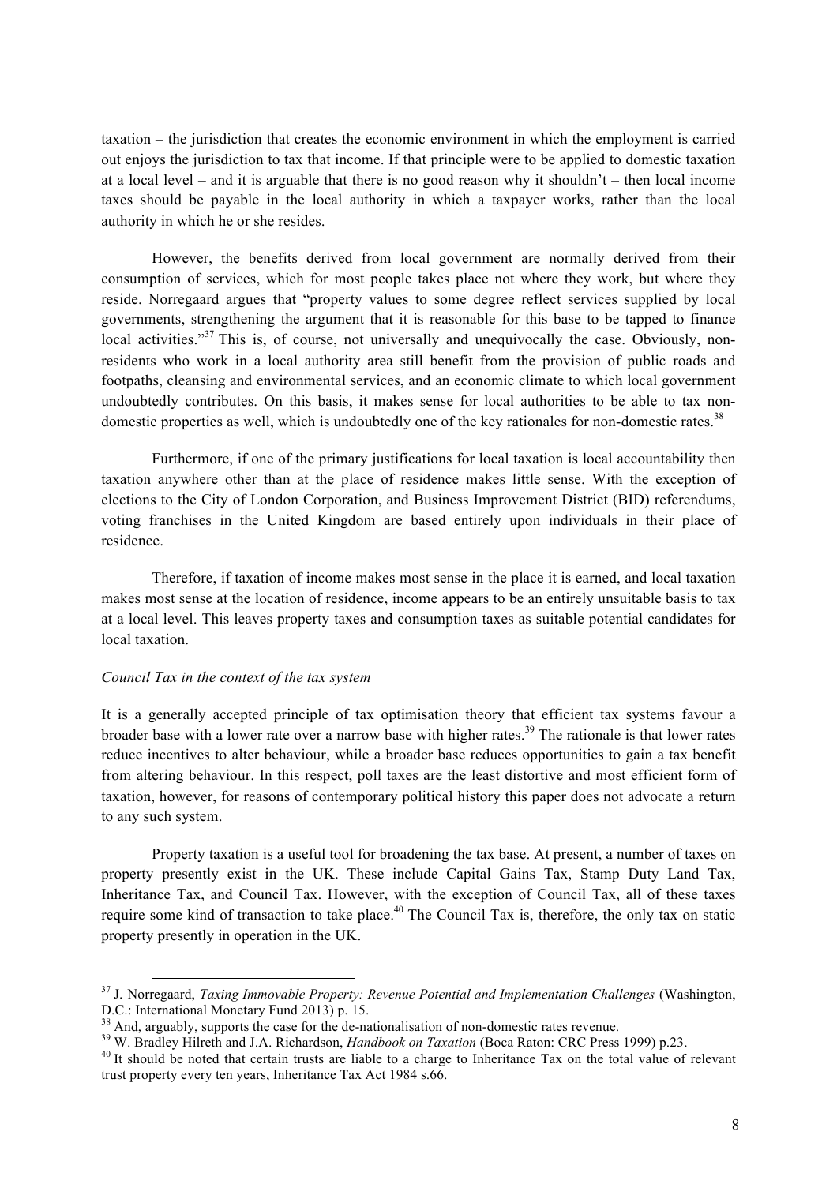taxation – the jurisdiction that creates the economic environment in which the employment is carried out enjoys the jurisdiction to tax that income. If that principle were to be applied to domestic taxation at a local level – and it is arguable that there is no good reason why it shouldn't – then local income taxes should be payable in the local authority in which a taxpayer works, rather than the local authority in which he or she resides.

However, the benefits derived from local government are normally derived from their consumption of services, which for most people takes place not where they work, but where they reside. Norregaard argues that "property values to some degree reflect services supplied by local governments, strengthening the argument that it is reasonable for this base to be tapped to finance local activities."[37] This is, of course, not universally and unequivocally the case. Obviously, non-residents who work in a local authority area still benefit from the provision of public roads and footpaths, cleansing and environmental services, and an economic climate to which local government undoubtedly contributes. On this basis, it makes sense for local authorities to be able to tax non-domestic properties as well, which is undoubtedly one of the key rationales for non-domestic rates.[38]

Furthermore, if one of the primary justifications for local taxation is local accountability then taxation anywhere other than at the place of residence makes little sense. With the exception of elections to the City of London Corporation, and Business Improvement District (BID) referendums, voting franchises in the United Kingdom are based entirely upon individuals in their place of residence.

Therefore, if taxation of income makes most sense in the place it is earned, and local taxation makes most sense at the location of residence, income appears to be an entirely unsuitable basis to tax at a local level. This leaves property taxes and consumption taxes as suitable potential candidates for local taxation.

*Council Tax in the context of the tax system*

It is a generally accepted principle of tax optimisation theory that efficient tax systems favour a broader base with a lower rate over a narrow base with higher rates.[39] The rationale is that lower rates reduce incentives to alter behaviour, while a broader base reduces opportunities to gain a tax benefit from altering behaviour. In this respect, poll taxes are the least distortive and most efficient form of taxation, however, for reasons of contemporary political history this paper does not advocate a return to any such system.

Property taxation is a useful tool for broadening the tax base. At present, a number of taxes on property presently exist in the UK. These include Capital Gains Tax, Stamp Duty Land Tax, Inheritance Tax, and Council Tax. However, with the exception of Council Tax, all of these taxes require some kind of transaction to take place.[40] The Council Tax is, therefore, the only tax on static property presently in operation in the UK.

---

[37] J. Norregaard, *Taxing Immovable Property: Revenue Potential and Implementation Challenges* (Washington, D.C.: International Monetary Fund 2013) p. 15.

[38] And, arguably, supports the case for the de-nationalisation of non-domestic rates revenue.

[39] W. Bradley Hilreth and J.A. Richardson, *Handbook on Taxation* (Boca Raton: CRC Press 1999) p.23.

[40] It should be noted that certain trusts are liable to a charge to Inheritance Tax on the total value of relevant trust property every ten years, Inheritance Tax Act 1984 s.66.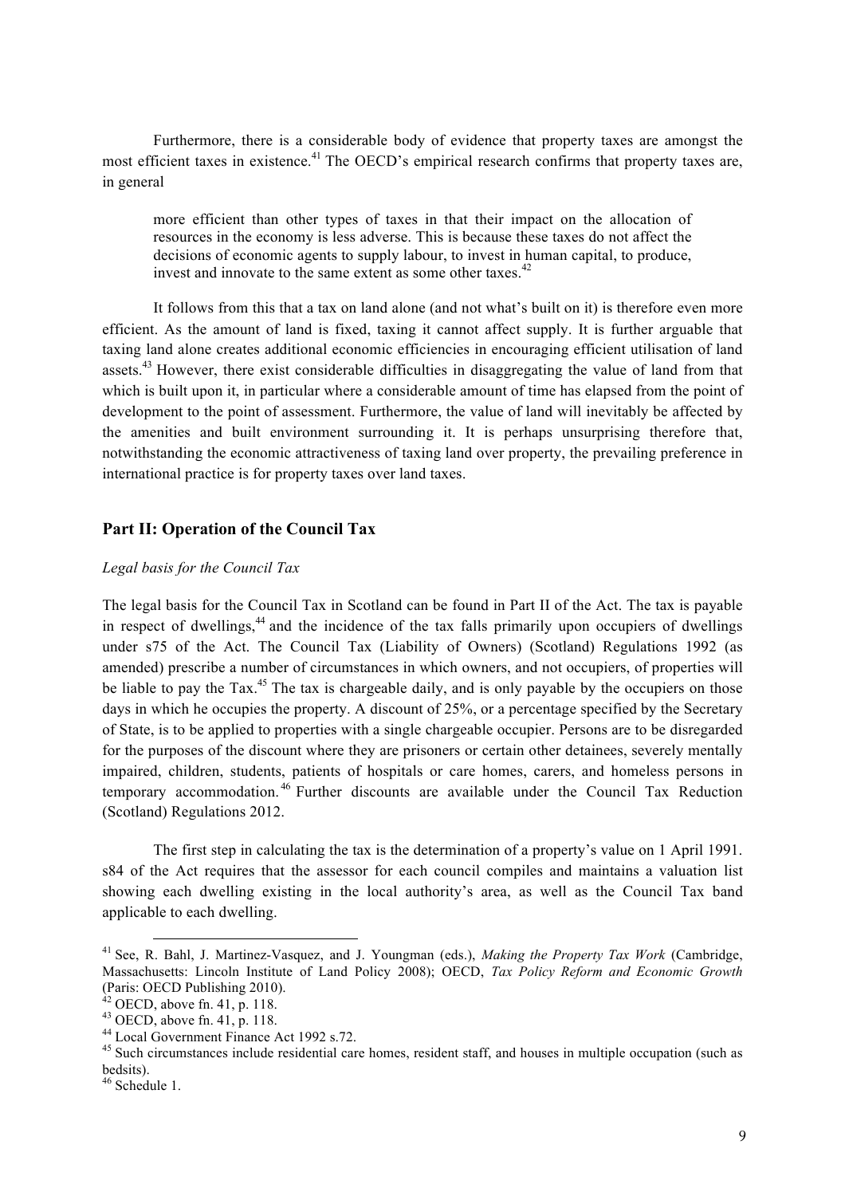Furthermore, there is a considerable body of evidence that property taxes are amongst the most efficient taxes in existence.[41] The OECD's empirical research confirms that property taxes are, in general

> more efficient than other types of taxes in that their impact on the allocation of resources in the economy is less adverse. This is because these taxes do not affect the decisions of economic agents to supply labour, to invest in human capital, to produce, invest and innovate to the same extent as some other taxes.[42]

It follows from this that a tax on land alone (and not what's built on it) is therefore even more efficient. As the amount of land is fixed, taxing it cannot affect supply. It is further arguable that taxing land alone creates additional economic efficiencies in encouraging efficient utilisation of land assets.[43] However, there exist considerable difficulties in disaggregating the value of land from that which is built upon it, in particular where a considerable amount of time has elapsed from the point of development to the point of assessment. Furthermore, the value of land will inevitably be affected by the amenities and built environment surrounding it. It is perhaps unsurprising therefore that, notwithstanding the economic attractiveness of taxing land over property, the prevailing preference in international practice is for property taxes over land taxes.

## Part II: Operation of the Council Tax

*Legal basis for the Council Tax*

The legal basis for the Council Tax in Scotland can be found in Part II of the Act. The tax is payable in respect of dwellings,[44] and the incidence of the tax falls primarily upon occupiers of dwellings under s75 of the Act. The Council Tax (Liability of Owners) (Scotland) Regulations 1992 (as amended) prescribe a number of circumstances in which owners, and not occupiers, of properties will be liable to pay the Tax.[45] The tax is chargeable daily, and is only payable by the occupiers on those days in which he occupies the property. A discount of 25%, or a percentage specified by the Secretary of State, is to be applied to properties with a single chargeable occupier. Persons are to be disregarded for the purposes of the discount where they are prisoners or certain other detainees, severely mentally impaired, children, students, patients of hospitals or care homes, carers, and homeless persons in temporary accommodation.[46] Further discounts are available under the Council Tax Reduction (Scotland) Regulations 2012.

The first step in calculating the tax is the determination of a property's value on 1 April 1991. s84 of the Act requires that the assessor for each council compiles and maintains a valuation list showing each dwelling existing in the local authority's area, as well as the Council Tax band applicable to each dwelling.

---

[41] See, R. Bahl, J. Martinez-Vasquez, and J. Youngman (eds.), *Making the Property Tax Work* (Cambridge, Massachusetts: Lincoln Institute of Land Policy 2008); OECD, *Tax Policy Reform and Economic Growth* (Paris: OECD Publishing 2010).

[42] OECD, above fn. 41, p. 118.

[43] OECD, above fn. 41, p. 118.

[44] Local Government Finance Act 1992 s.72.

[45] Such circumstances include residential care homes, resident staff, and houses in multiple occupation (such as bedsits).

[46] Schedule 1.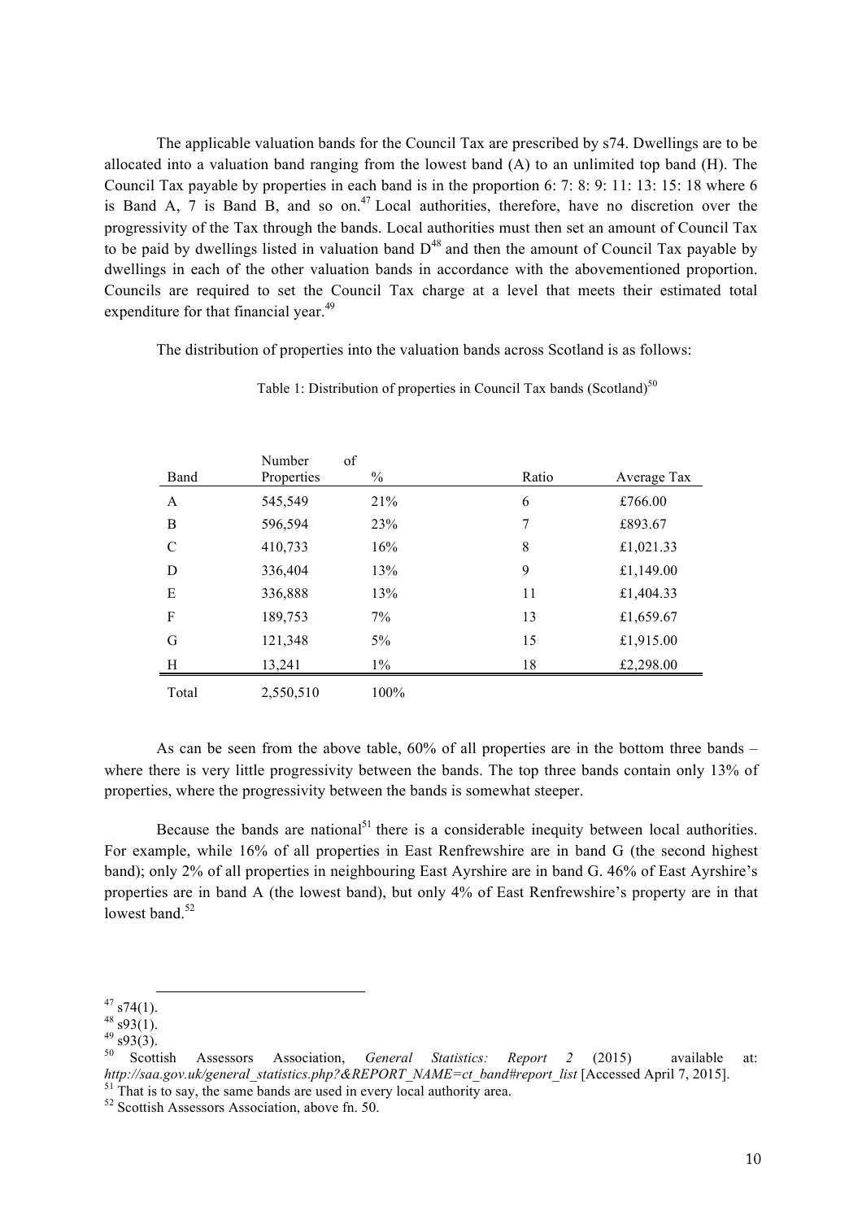The applicable valuation bands for the Council Tax are prescribed by s74. Dwellings are to be allocated into a valuation band ranging from the lowest band (A) to an unlimited top band (H). The Council Tax payable by properties in each band is in the proportion 6: 7: 8: 9: 11: 13: 15: 18 where 6 is Band A, 7 is Band B, and so on.[47] Local authorities, therefore, have no discretion over the progressivity of the Tax through the bands. Local authorities must then set an amount of Council Tax to be paid by dwellings listed in valuation band D[48] and then the amount of Council Tax payable by dwellings in each of the other valuation bands in accordance with the abovementioned proportion. Councils are required to set the Council Tax charge at a level that meets their estimated total expenditure for that financial year.[49]

The distribution of properties into the valuation bands across Scotland is as follows:

Table 1: Distribution of properties in Council Tax bands (Scotland)[50]

| Band | Number of Properties | % | Ratio | Average Tax |
|---|---|---|---|---|
| A | 545,549 | 21% | 6 | £766.00 |
| B | 596,594 | 23% | 7 | £893.67 |
| C | 410,733 | 16% | 8 | £1,021.33 |
| D | 336,404 | 13% | 9 | £1,149.00 |
| E | 336,888 | 13% | 11 | £1,404.33 |
| F | 189,753 | 7% | 13 | £1,659.67 |
| G | 121,348 | 5% | 15 | £1,915.00 |
| H | 13,241 | 1% | 18 | £2,298.00 |
| Total | 2,550,510 | 100% | | |

As can be seen from the above table, 60% of all properties are in the bottom three bands – where there is very little progressivity between the bands. The top three bands contain only 13% of properties, where the progressivity between the bands is somewhat steeper.

Because the bands are national[51] there is a considerable inequity between local authorities. For example, while 16% of all properties in East Renfrewshire are in band G (the second highest band); only 2% of all properties in neighbouring East Ayrshire are in band G. 46% of East Ayrshire's properties are in band A (the lowest band), but only 4% of East Renfrewshire's property are in that lowest band.[52]

---

[47] s74(1).

[48] s93(1).

[49] s93(3).

[50] Scottish Assessors Association, *General Statistics: Report 2* (2015) available at: *http://saa.gov.uk/general_statistics.php?&REPORT_NAME=ct_band#report_list* [Accessed April 7, 2015].

[51] That is to say, the same bands are used in every local authority area.

[52] Scottish Assessors Association, above fn. 50.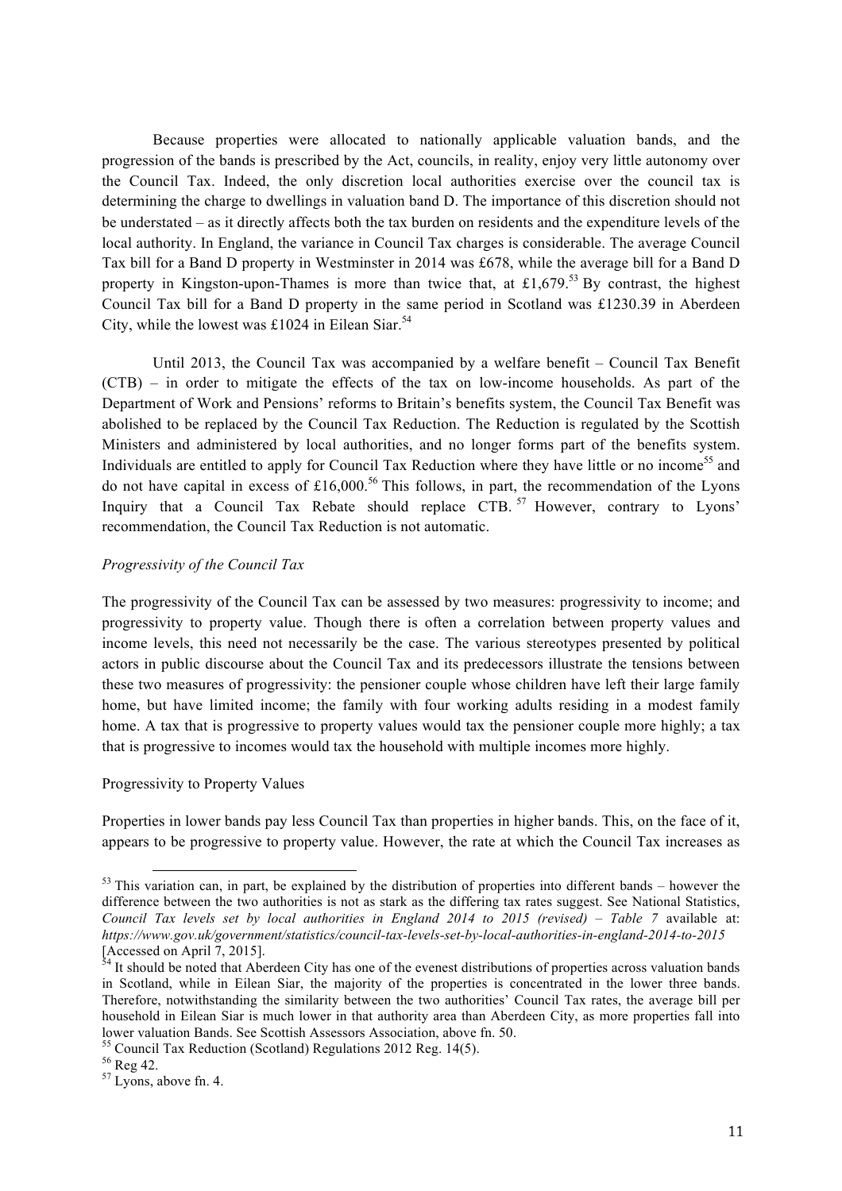Because properties were allocated to nationally applicable valuation bands, and the progression of the bands is prescribed by the Act, councils, in reality, enjoy very little autonomy over the Council Tax. Indeed, the only discretion local authorities exercise over the council tax is determining the charge to dwellings in valuation band D. The importance of this discretion should not be understated – as it directly affects both the tax burden on residents and the expenditure levels of the local authority. In England, the variance in Council Tax charges is considerable. The average Council Tax bill for a Band D property in Westminster in 2014 was £678, while the average bill for a Band D property in Kingston-upon-Thames is more than twice that, at £1,679.[53] By contrast, the highest Council Tax bill for a Band D property in the same period in Scotland was £1230.39 in Aberdeen City, while the lowest was £1024 in Eilean Siar.[54]

Until 2013, the Council Tax was accompanied by a welfare benefit – Council Tax Benefit (CTB) – in order to mitigate the effects of the tax on low-income households. As part of the Department of Work and Pensions' reforms to Britain's benefits system, the Council Tax Benefit was abolished to be replaced by the Council Tax Reduction. The Reduction is regulated by the Scottish Ministers and administered by local authorities, and no longer forms part of the benefits system. Individuals are entitled to apply for Council Tax Reduction where they have little or no income[55] and do not have capital in excess of £16,000.[56] This follows, in part, the recommendation of the Lyons Inquiry that a Council Tax Rebate should replace CTB.[57] However, contrary to Lyons' recommendation, the Council Tax Reduction is not automatic.

*Progressivity of the Council Tax*

The progressivity of the Council Tax can be assessed by two measures: progressivity to income; and progressivity to property value. Though there is often a correlation between property values and income levels, this need not necessarily be the case. The various stereotypes presented by political actors in public discourse about the Council Tax and its predecessors illustrate the tensions between these two measures of progressivity: the pensioner couple whose children have left their large family home, but have limited income; the family with four working adults residing in a modest family home. A tax that is progressive to property values would tax the pensioner couple more highly; a tax that is progressive to incomes would tax the household with multiple incomes more highly.

Progressivity to Property Values

Properties in lower bands pay less Council Tax than properties in higher bands. This, on the face of it, appears to be progressive to property value. However, the rate at which the Council Tax increases as

---

[53] This variation can, in part, be explained by the distribution of properties into different bands – however the difference between the two authorities is not as stark as the differing tax rates suggest. See National Statistics, *Council Tax levels set by local authorities in England 2014 to 2015 (revised) – Table 7* available at: *https://www.gov.uk/government/statistics/council-tax-levels-set-by-local-authorities-in-england-2014-to-2015* [Accessed on April 7, 2015].

[54] It should be noted that Aberdeen City has one of the evenest distributions of properties across valuation bands in Scotland, while in Eilean Siar, the majority of the properties is concentrated in the lower three bands. Therefore, notwithstanding the similarity between the two authorities' Council Tax rates, the average bill per household in Eilean Siar is much lower in that authority area than Aberdeen City, as more properties fall into lower valuation Bands. See Scottish Assessors Association, above fn. 50.

[55] Council Tax Reduction (Scotland) Regulations 2012 Reg. 14(5).

[56] Reg 42.

[57] Lyons, above fn. 4.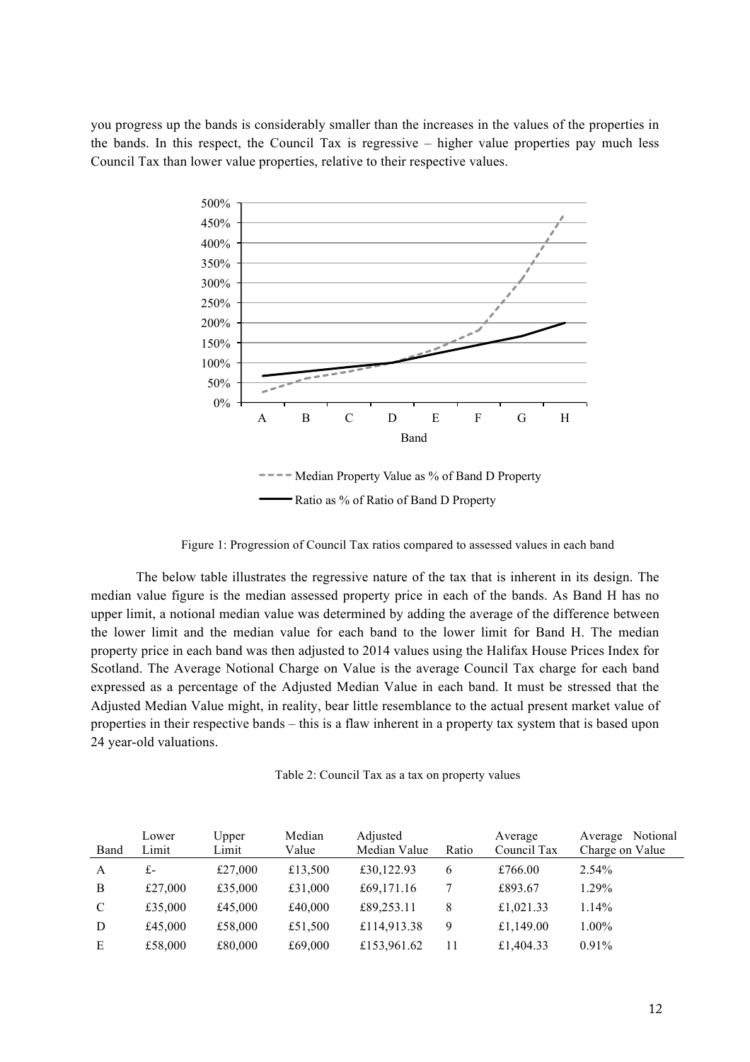you progress up the bands is considerably smaller than the increases in the values of the properties in the bands. In this respect, the Council Tax is regressive – higher value properties pay much less Council Tax than lower value properties, relative to their respective values.

Figure 1: Progression of Council Tax ratios compared to assessed values in each band

The below table illustrates the regressive nature of the tax that is inherent in its design. The median value figure is the median assessed property price in each of the bands. As Band H has no upper limit, a notional median value was determined by adding the average of the difference between the lower limit and the median value for each band to the lower limit for Band H. The median property price in each band was then adjusted to 2014 values using the Halifax House Prices Index for Scotland. The Average Notional Charge on Value is the average Council Tax charge for each band expressed as a percentage of the Adjusted Median Value in each band. It must be stressed that the Adjusted Median Value might, in reality, bear little resemblance to the actual present market value of properties in their respective bands – this is a flaw inherent in a property tax system that is based upon 24 year-old valuations.

Table 2: Council Tax as a tax on property values

| Band | Lower Limit | Upper Limit | Median Value | Adjusted Median Value | Ratio | Average Council Tax | Average Notional Charge on Value |
|---|---|---|---|---|---|---|---|
| A | £- | £27,000 | £13,500 | £30,122.93 | 6 | £766.00 | 2.54% |
| B | £27,000 | £35,000 | £31,000 | £69,171.16 | 7 | £893.67 | 1.29% |
| C | £35,000 | £45,000 | £40,000 | £89,253.11 | 8 | £1,021.33 | 1.14% |
| D | £45,000 | £58,000 | £51,500 | £114,913.38 | 9 | £1,149.00 | 1.00% |
| E | £58,000 | £80,000 | £69,000 | £153,961.62 | 11 | £1,404.33 | 0.91% |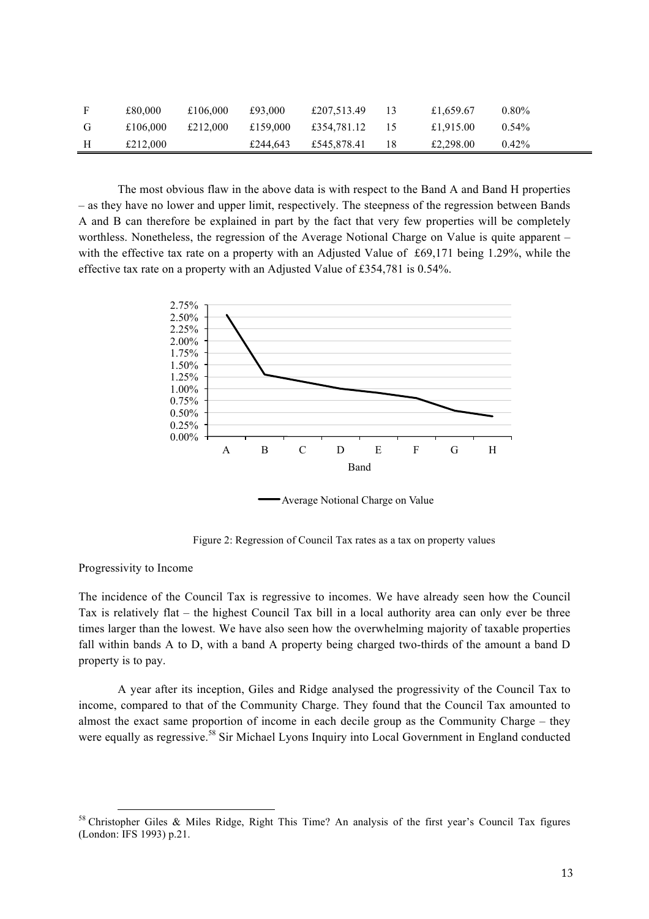| F | £80,000 | £106,000 | £93,000 | £207,513.49 | 13 | £1,659.67 | 0.80% |
|---|---|---|---|---|---|---|---|
| G | £106,000 | £212,000 | £159,000 | £354,781.12 | 15 | £1,915.00 | 0.54% |
| H | £212,000 | | £244,643 | £545,878.41 | 18 | £2,298.00 | 0.42% |

The most obvious flaw in the above data is with respect to the Band A and Band H properties – as they have no lower and upper limit, respectively. The steepness of the regression between Bands A and B can therefore be explained in part by the fact that very few properties will be completely worthless. Nonetheless, the regression of the Average Notional Charge on Value is quite apparent – with the effective tax rate on a property with an Adjusted Value of £69,171 being 1.29%, while the effective tax rate on a property with an Adjusted Value of £354,781 is 0.54%.

Figure 2: Regression of Council Tax rates as a tax on property values

Progressivity to Income

The incidence of the Council Tax is regressive to incomes. We have already seen how the Council Tax is relatively flat – the highest Council Tax bill in a local authority area can only ever be three times larger than the lowest. We have also seen how the overwhelming majority of taxable properties fall within bands A to D, with a band A property being charged two-thirds of the amount a band D property is to pay.

A year after its inception, Giles and Ridge analysed the progressivity of the Council Tax to income, compared to that of the Community Charge. They found that the Council Tax amounted to almost the exact same proportion of income in each decile group as the Community Charge – they were equally as regressive.[58] Sir Michael Lyons Inquiry into Local Government in England conducted

[58] Christopher Giles & Miles Ridge, Right This Time? An analysis of the first year's Council Tax figures (London: IFS 1993) p.21.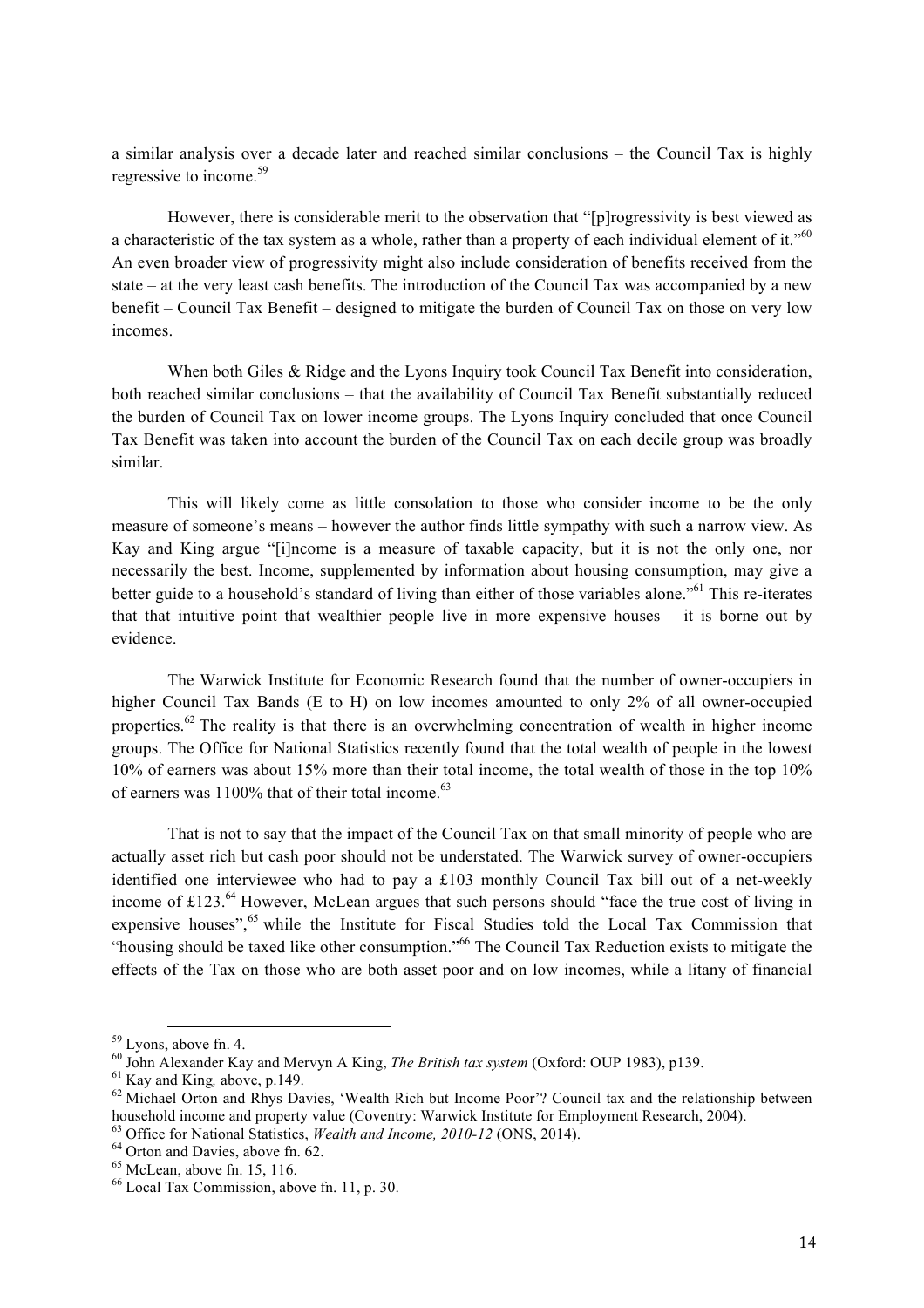a similar analysis over a decade later and reached similar conclusions – the Council Tax is highly regressive to income.[59]

However, there is considerable merit to the observation that "[p]rogressivity is best viewed as a characteristic of the tax system as a whole, rather than a property of each individual element of it."[60] An even broader view of progressivity might also include consideration of benefits received from the state – at the very least cash benefits. The introduction of the Council Tax was accompanied by a new benefit – Council Tax Benefit – designed to mitigate the burden of Council Tax on those on very low incomes.

When both Giles & Ridge and the Lyons Inquiry took Council Tax Benefit into consideration, both reached similar conclusions – that the availability of Council Tax Benefit substantially reduced the burden of Council Tax on lower income groups. The Lyons Inquiry concluded that once Council Tax Benefit was taken into account the burden of the Council Tax on each decile group was broadly similar.

This will likely come as little consolation to those who consider income to be the only measure of someone's means – however the author finds little sympathy with such a narrow view. As Kay and King argue "[i]ncome is a measure of taxable capacity, but it is not the only one, nor necessarily the best. Income, supplemented by information about housing consumption, may give a better guide to a household's standard of living than either of those variables alone."[61] This re-iterates that that intuitive point that wealthier people live in more expensive houses – it is borne out by evidence.

The Warwick Institute for Economic Research found that the number of owner-occupiers in higher Council Tax Bands (E to H) on low incomes amounted to only 2% of all owner-occupied properties.[62] The reality is that there is an overwhelming concentration of wealth in higher income groups. The Office for National Statistics recently found that the total wealth of people in the lowest 10% of earners was about 15% more than their total income, the total wealth of those in the top 10% of earners was 1100% that of their total income.[63]

That is not to say that the impact of the Council Tax on that small minority of people who are actually asset rich but cash poor should not be understated. The Warwick survey of owner-occupiers identified one interviewee who had to pay a £103 monthly Council Tax bill out of a net-weekly income of £123.[64] However, McLean argues that such persons should "face the true cost of living in expensive houses",[65] while the Institute for Fiscal Studies told the Local Tax Commission that "housing should be taxed like other consumption."[66] The Council Tax Reduction exists to mitigate the effects of the Tax on those who are both asset poor and on low incomes, while a litany of financial

---

[59] Lyons, above fn. 4.

[60] John Alexander Kay and Mervyn A King, *The British tax system* (Oxford: OUP 1983), p139.

[61] Kay and King*,* above, p.149.

[62] Michael Orton and Rhys Davies, 'Wealth Rich but Income Poor'? Council tax and the relationship between household income and property value (Coventry: Warwick Institute for Employment Research, 2004).

[63] Office for National Statistics, *Wealth and Income, 2010-12* (ONS, 2014).

[64] Orton and Davies, above fn. 62.

[65] McLean, above fn. 15, 116.

[66] Local Tax Commission, above fn. 11, p. 30.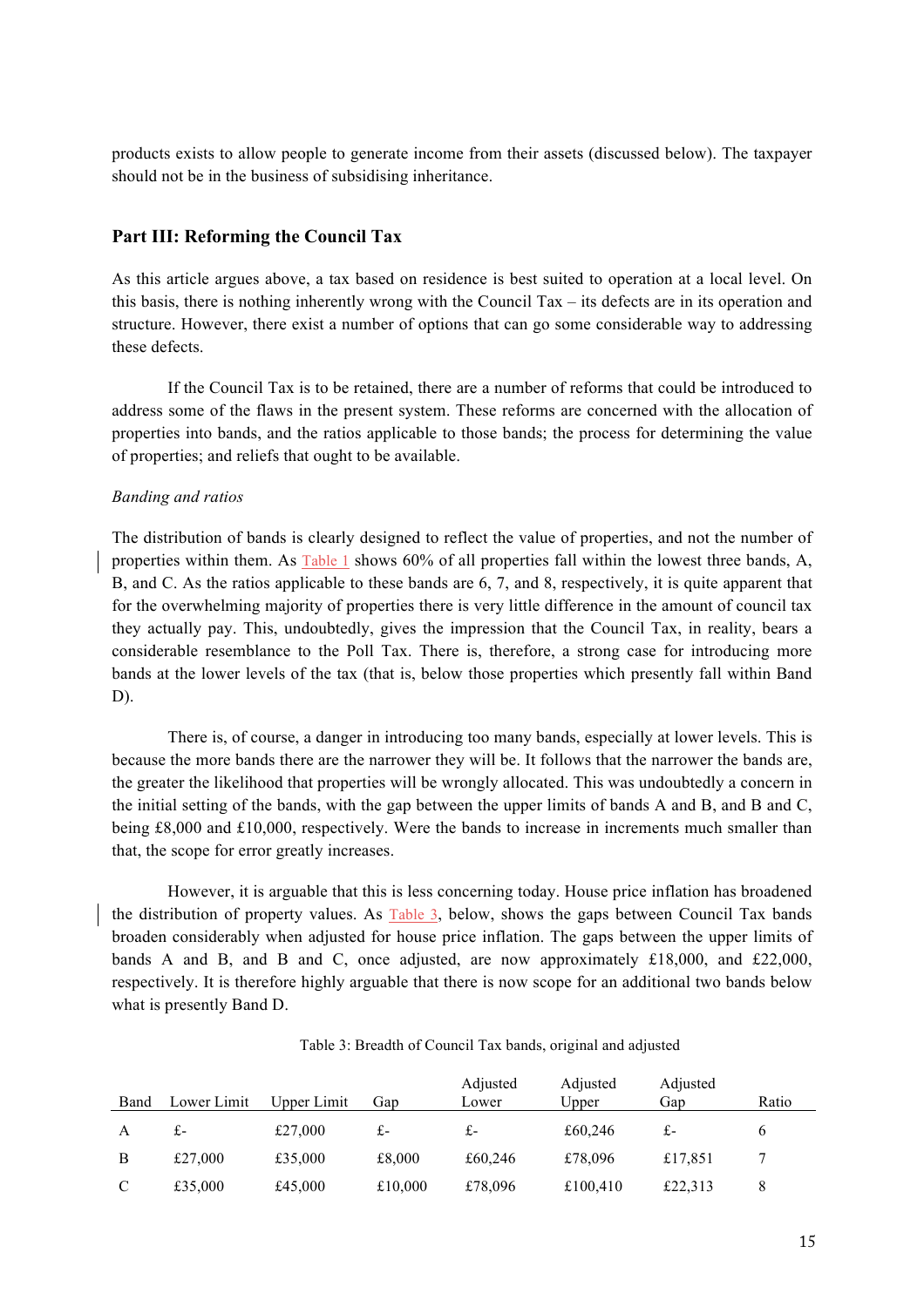products exists to allow people to generate income from their assets (discussed below). The taxpayer should not be in the business of subsidising inheritance.

### Part III: Reforming the Council Tax

As this article argues above, a tax based on residence is best suited to operation at a local level. On this basis, there is nothing inherently wrong with the Council Tax – its defects are in its operation and structure. However, there exist a number of options that can go some considerable way to addressing these defects.

If the Council Tax is to be retained, there are a number of reforms that could be introduced to address some of the flaws in the present system. These reforms are concerned with the allocation of properties into bands, and the ratios applicable to those bands; the process for determining the value of properties; and reliefs that ought to be available.

*Banding and ratios*

The distribution of bands is clearly designed to reflect the value of properties, and not the number of properties within them. As Table 1 shows 60% of all properties fall within the lowest three bands, A, B, and C. As the ratios applicable to these bands are 6, 7, and 8, respectively, it is quite apparent that for the overwhelming majority of properties there is very little difference in the amount of council tax they actually pay. This, undoubtedly, gives the impression that the Council Tax, in reality, bears a considerable resemblance to the Poll Tax. There is, therefore, a strong case for introducing more bands at the lower levels of the tax (that is, below those properties which presently fall within Band D).

There is, of course, a danger in introducing too many bands, especially at lower levels. This is because the more bands there are the narrower they will be. It follows that the narrower the bands are, the greater the likelihood that properties will be wrongly allocated. This was undoubtedly a concern in the initial setting of the bands, with the gap between the upper limits of bands A and B, and B and C, being £8,000 and £10,000, respectively. Were the bands to increase in increments much smaller than that, the scope for error greatly increases.

However, it is arguable that this is less concerning today. House price inflation has broadened the distribution of property values. As Table 3, below, shows the gaps between Council Tax bands broaden considerably when adjusted for house price inflation. The gaps between the upper limits of bands A and B, and B and C, once adjusted, are now approximately £18,000, and £22,000, respectively. It is therefore highly arguable that there is now scope for an additional two bands below what is presently Band D.

Table 3: Breadth of Council Tax bands, original and adjusted

| Band | Lower Limit | Upper Limit | Gap | Adjusted Lower | Adjusted Upper | Adjusted Gap | Ratio |
|---|---|---|---|---|---|---|---|
| A | £- | £27,000 | £- | £- | £60,246 | £- | 6 |
| B | £27,000 | £35,000 | £8,000 | £60,246 | £78,096 | £17,851 | 7 |
| C | £35,000 | £45,000 | £10,000 | £78,096 | £100,410 | £22,313 | 8 |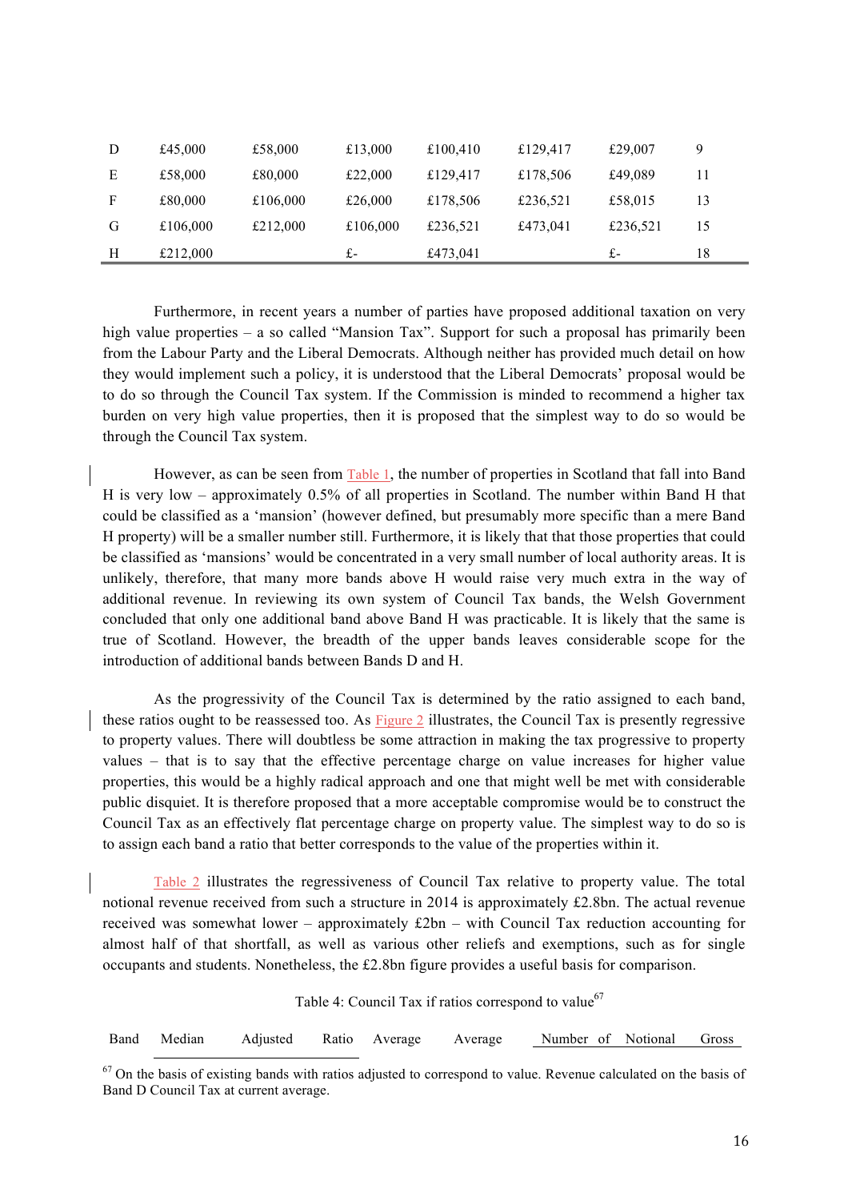| | | | | | | | |
|---|---|---|---|---|---|---|---|
| D | £45,000 | £58,000 | £13,000 | £100,410 | £129,417 | £29,007 | 9 |
| E | £58,000 | £80,000 | £22,000 | £129,417 | £178,506 | £49,089 | 11 |
| F | £80,000 | £106,000 | £26,000 | £178,506 | £236,521 | £58,015 | 13 |
| G | £106,000 | £212,000 | £106,000 | £236,521 | £473,041 | £236,521 | 15 |
| H | £212,000 | | £- | £473,041 | | £- | 18 |

Furthermore, in recent years a number of parties have proposed additional taxation on very high value properties – a so called "Mansion Tax". Support for such a proposal has primarily been from the Labour Party and the Liberal Democrats. Although neither has provided much detail on how they would implement such a policy, it is understood that the Liberal Democrats' proposal would be to do so through the Council Tax system. If the Commission is minded to recommend a higher tax burden on very high value properties, then it is proposed that the simplest way to do so would be through the Council Tax system.

However, as can be seen from Table 1, the number of properties in Scotland that fall into Band H is very low – approximately 0.5% of all properties in Scotland. The number within Band H that could be classified as a 'mansion' (however defined, but presumably more specific than a mere Band H property) will be a smaller number still. Furthermore, it is likely that that those properties that could be classified as 'mansions' would be concentrated in a very small number of local authority areas. It is unlikely, therefore, that many more bands above H would raise very much extra in the way of additional revenue. In reviewing its own system of Council Tax bands, the Welsh Government concluded that only one additional band above Band H was practicable. It is likely that the same is true of Scotland. However, the breadth of the upper bands leaves considerable scope for the introduction of additional bands between Bands D and H.

As the progressivity of the Council Tax is determined by the ratio assigned to each band, these ratios ought to be reassessed too. As Figure 2 illustrates, the Council Tax is presently regressive to property values. There will doubtless be some attraction in making the tax progressive to property values – that is to say that the effective percentage charge on value increases for higher value properties, this would be a highly radical approach and one that might well be met with considerable public disquiet. It is therefore proposed that a more acceptable compromise would be to construct the Council Tax as an effectively flat percentage charge on property value. The simplest way to do so is to assign each band a ratio that better corresponds to the value of the properties within it.

Table 2 illustrates the regressiveness of Council Tax relative to property value. The total notional revenue received from such a structure in 2014 is approximately £2.8bn. The actual revenue received was somewhat lower – approximately £2bn – with Council Tax reduction accounting for almost half of that shortfall, as well as various other reliefs and exemptions, such as for single occupants and students. Nonetheless, the £2.8bn figure provides a useful basis for comparison.

Table 4: Council Tax if ratios correspond to value[67]

| Band | Median | Adjusted | Ratio | Average | Average | Number of | Notional | Gross |
|---|---|---|---|---|---|---|---|---|

[67] On the basis of existing bands with ratios adjusted to correspond to value. Revenue calculated on the basis of Band D Council Tax at current average.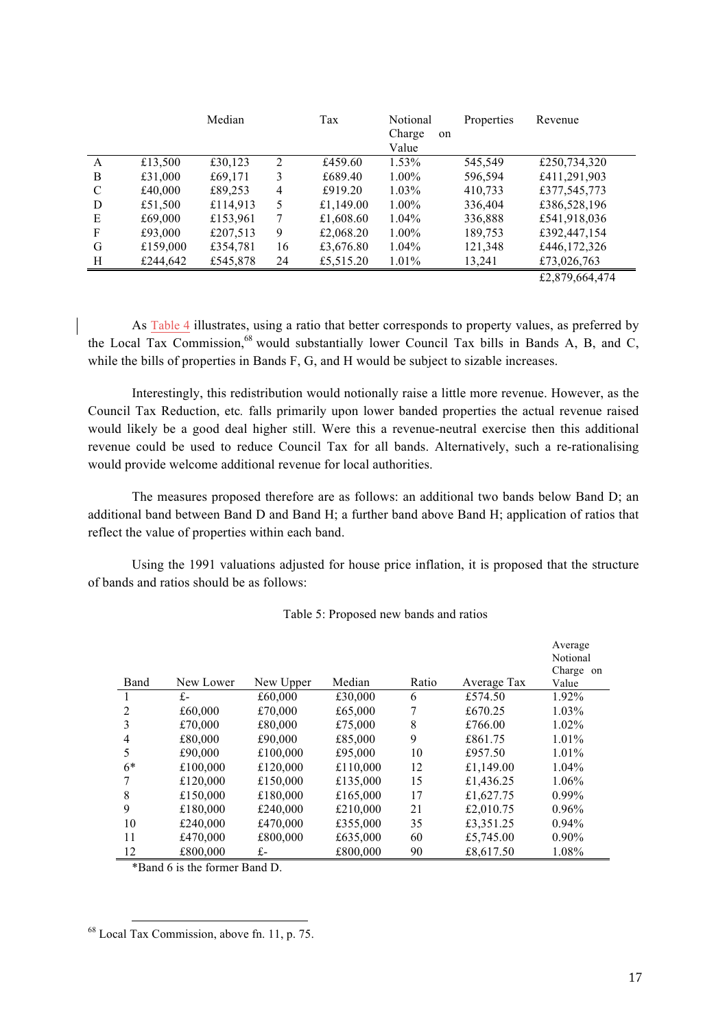| | | Median | | Tax | Notional Charge on Value | Properties | Revenue |
|---|---|---|---|---|---|---|---|
| A | £13,500 | £30,123 | 2 | £459.60 | 1.53% | 545,549 | £250,734,320 |
| B | £31,000 | £69,171 | 3 | £689.40 | 1.00% | 596,594 | £411,291,903 |
| C | £40,000 | £89,253 | 4 | £919.20 | 1.03% | 410,733 | £377,545,773 |
| D | £51,500 | £114,913 | 5 | £1,149.00 | 1.00% | 336,404 | £386,528,196 |
| E | £69,000 | £153,961 | 7 | £1,608.60 | 1.04% | 336,888 | £541,918,036 |
| F | £93,000 | £207,513 | 9 | £2,068.20 | 1.00% | 189,753 | £392,447,154 |
| G | £159,000 | £354,781 | 16 | £3,676.80 | 1.04% | 121,348 | £446,172,326 |
| H | £244,642 | £545,878 | 24 | £5,515.20 | 1.01% | 13,241 | £73,026,763 |
| | | | | | | | £2,879,664,474 |

As Table 4 illustrates, using a ratio that better corresponds to property values, as preferred by the Local Tax Commission,[68] would substantially lower Council Tax bills in Bands A, B, and C, while the bills of properties in Bands F, G, and H would be subject to sizable increases.

Interestingly, this redistribution would notionally raise a little more revenue. However, as the Council Tax Reduction, etc. falls primarily upon lower banded properties the actual revenue raised would likely be a good deal higher still. Were this a revenue-neutral exercise then this additional revenue could be used to reduce Council Tax for all bands. Alternatively, such a re-rationalising would provide welcome additional revenue for local authorities.

The measures proposed therefore are as follows: an additional two bands below Band D; an additional band between Band D and Band H; a further band above Band H; application of ratios that reflect the value of properties within each band.

Using the 1991 valuations adjusted for house price inflation, it is proposed that the structure of bands and ratios should be as follows:

Table 5: Proposed new bands and ratios

| Band | New Lower | New Upper | Median | Ratio | Average Tax | Average Notional Charge on Value |
|---|---|---|---|---|---|---|
| 1 | £- | £60,000 | £30,000 | 6 | £574.50 | 1.92% |
| 2 | £60,000 | £70,000 | £65,000 | 7 | £670.25 | 1.03% |
| 3 | £70,000 | £80,000 | £75,000 | 8 | £766.00 | 1.02% |
| 4 | £80,000 | £90,000 | £85,000 | 9 | £861.75 | 1.01% |
| 5 | £90,000 | £100,000 | £95,000 | 10 | £957.50 | 1.01% |
| 6* | £100,000 | £120,000 | £110,000 | 12 | £1,149.00 | 1.04% |
| 7 | £120,000 | £150,000 | £135,000 | 15 | £1,436.25 | 1.06% |
| 8 | £150,000 | £180,000 | £165,000 | 17 | £1,627.75 | 0.99% |
| 9 | £180,000 | £240,000 | £210,000 | 21 | £2,010.75 | 0.96% |
| 10 | £240,000 | £470,000 | £355,000 | 35 | £3,351.25 | 0.94% |
| 11 | £470,000 | £800,000 | £635,000 | 60 | £5,745.00 | 0.90% |
| 12 | £800,000 | £- | £800,000 | 90 | £8,617.50 | 1.08% |

*Band 6 is the former Band D.

[68] Local Tax Commission, above fn. 11, p. 75.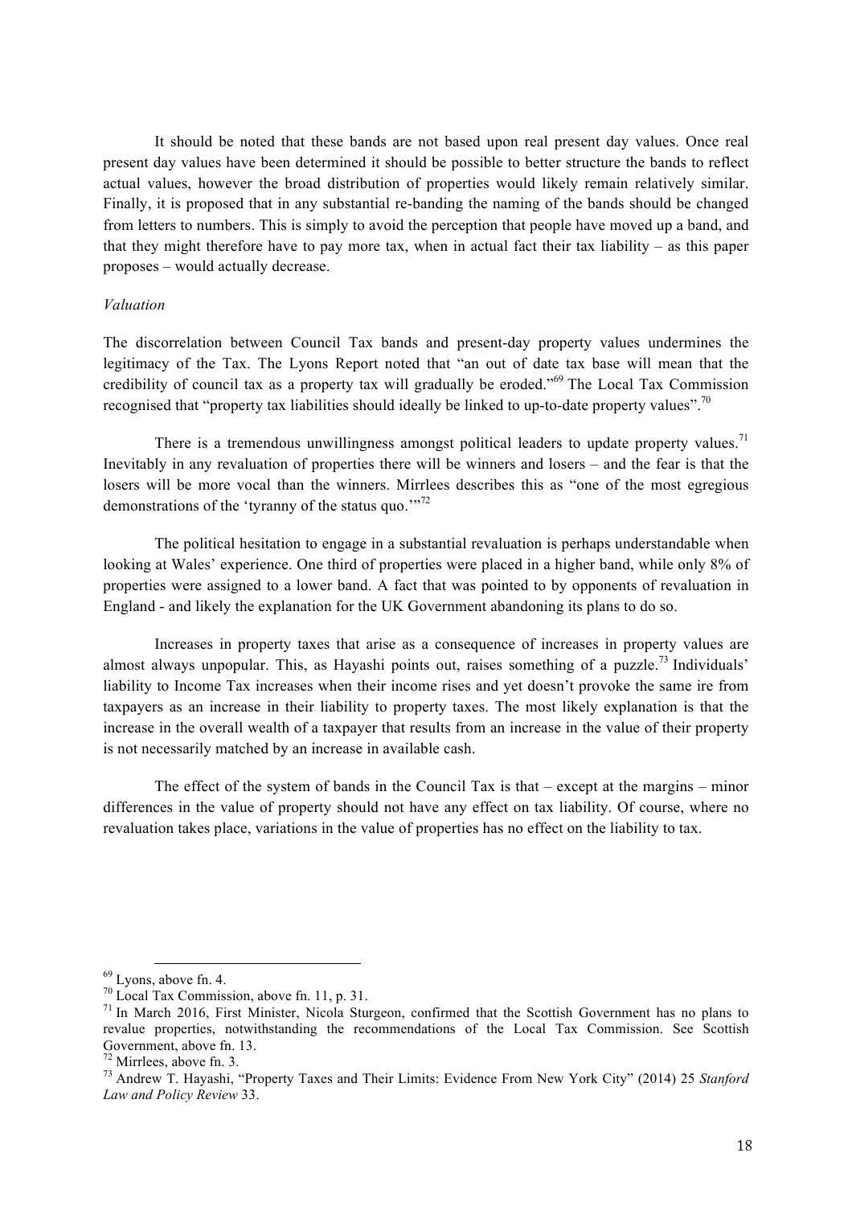It should be noted that these bands are not based upon real present day values. Once real present day values have been determined it should be possible to better structure the bands to reflect actual values, however the broad distribution of properties would likely remain relatively similar. Finally, it is proposed that in any substantial re-banding the naming of the bands should be changed from letters to numbers. This is simply to avoid the perception that people have moved up a band, and that they might therefore have to pay more tax, when in actual fact their tax liability – as this paper proposes – would actually decrease.

*Valuation*

The discorrelation between Council Tax bands and present-day property values undermines the legitimacy of the Tax. The Lyons Report noted that "an out of date tax base will mean that the credibility of council tax as a property tax will gradually be eroded."[69] The Local Tax Commission recognised that "property tax liabilities should ideally be linked to up-to-date property values".[70]

There is a tremendous unwillingness amongst political leaders to update property values.[71] Inevitably in any revaluation of properties there will be winners and losers – and the fear is that the losers will be more vocal than the winners. Mirrlees describes this as "one of the most egregious demonstrations of the 'tyranny of the status quo.'"[72]

The political hesitation to engage in a substantial revaluation is perhaps understandable when looking at Wales' experience. One third of properties were placed in a higher band, while only 8% of properties were assigned to a lower band. A fact that was pointed to by opponents of revaluation in England - and likely the explanation for the UK Government abandoning its plans to do so.

Increases in property taxes that arise as a consequence of increases in property values are almost always unpopular. This, as Hayashi points out, raises something of a puzzle.[73] Individuals' liability to Income Tax increases when their income rises and yet doesn't provoke the same ire from taxpayers as an increase in their liability to property taxes. The most likely explanation is that the increase in the overall wealth of a taxpayer that results from an increase in the value of their property is not necessarily matched by an increase in available cash.

The effect of the system of bands in the Council Tax is that – except at the margins – minor differences in the value of property should not have any effect on tax liability. Of course, where no revaluation takes place, variations in the value of properties has no effect on the liability to tax.

---

[69] Lyons, above fn. 4.

[70] Local Tax Commission, above fn. 11, p. 31.

[71] In March 2016, First Minister, Nicola Sturgeon, confirmed that the Scottish Government has no plans to revalue properties, notwithstanding the recommendations of the Local Tax Commission. See Scottish Government, above fn. 13.

[72] Mirrlees, above fn. 3.

[73] Andrew T. Hayashi, "Property Taxes and Their Limits: Evidence From New York City" (2014) 25 *Stanford Law and Policy Review* 33.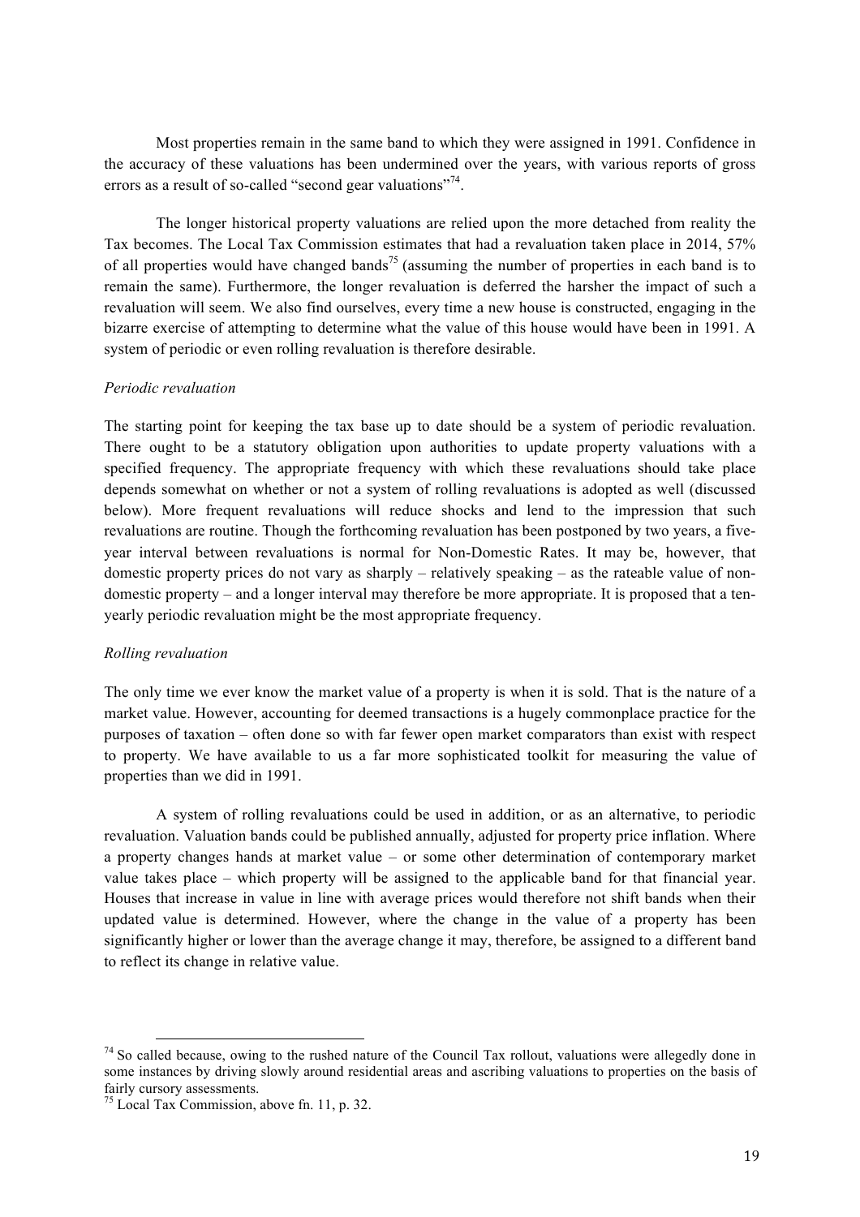Most properties remain in the same band to which they were assigned in 1991. Confidence in the accuracy of these valuations has been undermined over the years, with various reports of gross errors as a result of so-called "second gear valuations"[74].

The longer historical property valuations are relied upon the more detached from reality the Tax becomes. The Local Tax Commission estimates that had a revaluation taken place in 2014, 57% of all properties would have changed bands[75] (assuming the number of properties in each band is to remain the same). Furthermore, the longer revaluation is deferred the harsher the impact of such a revaluation will seem. We also find ourselves, every time a new house is constructed, engaging in the bizarre exercise of attempting to determine what the value of this house would have been in 1991. A system of periodic or even rolling revaluation is therefore desirable.

*Periodic revaluation*

The starting point for keeping the tax base up to date should be a system of periodic revaluation. There ought to be a statutory obligation upon authorities to update property valuations with a specified frequency. The appropriate frequency with which these revaluations should take place depends somewhat on whether or not a system of rolling revaluations is adopted as well (discussed below). More frequent revaluations will reduce shocks and lend to the impression that such revaluations are routine. Though the forthcoming revaluation has been postponed by two years, a five-year interval between revaluations is normal for Non-Domestic Rates. It may be, however, that domestic property prices do not vary as sharply – relatively speaking – as the rateable value of non-domestic property – and a longer interval may therefore be more appropriate. It is proposed that a ten-yearly periodic revaluation might be the most appropriate frequency.

*Rolling revaluation*

The only time we ever know the market value of a property is when it is sold. That is the nature of a market value. However, accounting for deemed transactions is a hugely commonplace practice for the purposes of taxation – often done so with far fewer open market comparators than exist with respect to property. We have available to us a far more sophisticated toolkit for measuring the value of properties than we did in 1991.

A system of rolling revaluations could be used in addition, or as an alternative, to periodic revaluation. Valuation bands could be published annually, adjusted for property price inflation. Where a property changes hands at market value – or some other determination of contemporary market value takes place – which property will be assigned to the applicable band for that financial year. Houses that increase in value in line with average prices would therefore not shift bands when their updated value is determined. However, where the change in the value of a property has been significantly higher or lower than the average change it may, therefore, be assigned to a different band to reflect its change in relative value.

---

[74] So called because, owing to the rushed nature of the Council Tax rollout, valuations were allegedly done in some instances by driving slowly around residential areas and ascribing valuations to properties on the basis of fairly cursory assessments.

[75] Local Tax Commission, above fn. 11, p. 32.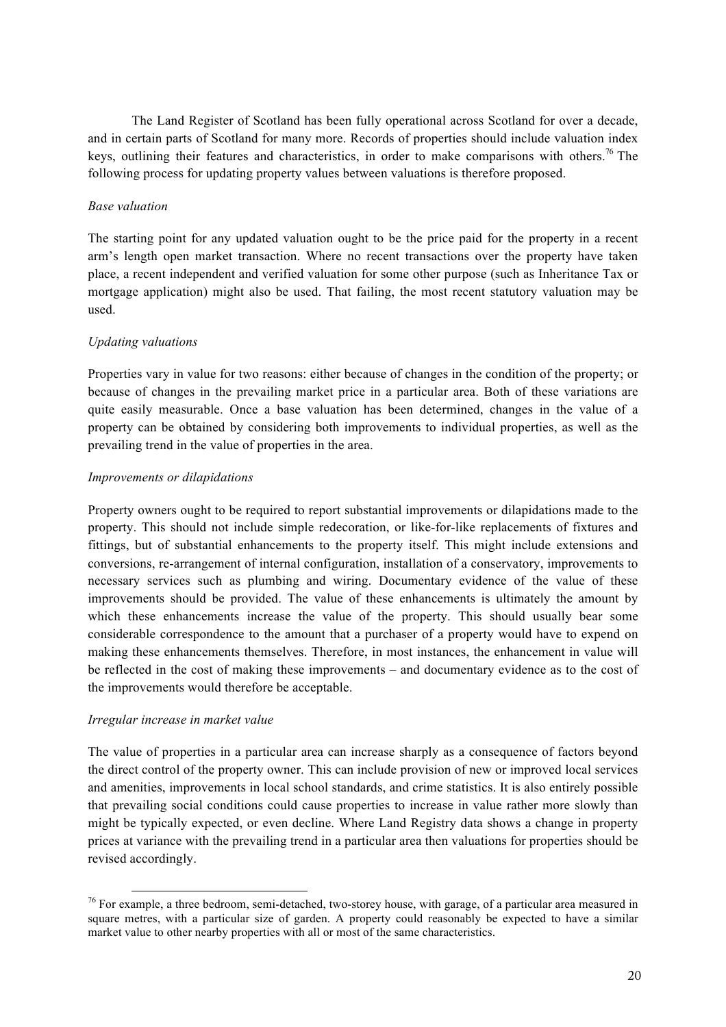The Land Register of Scotland has been fully operational across Scotland for over a decade, and in certain parts of Scotland for many more. Records of properties should include valuation index keys, outlining their features and characteristics, in order to make comparisons with others.[76] The following process for updating property values between valuations is therefore proposed.

*Base valuation*

The starting point for any updated valuation ought to be the price paid for the property in a recent arm's length open market transaction. Where no recent transactions over the property have taken place, a recent independent and verified valuation for some other purpose (such as Inheritance Tax or mortgage application) might also be used. That failing, the most recent statutory valuation may be used.

*Updating valuations*

Properties vary in value for two reasons: either because of changes in the condition of the property; or because of changes in the prevailing market price in a particular area. Both of these variations are quite easily measurable. Once a base valuation has been determined, changes in the value of a property can be obtained by considering both improvements to individual properties, as well as the prevailing trend in the value of properties in the area.

*Improvements or dilapidations*

Property owners ought to be required to report substantial improvements or dilapidations made to the property. This should not include simple redecoration, or like-for-like replacements of fixtures and fittings, but of substantial enhancements to the property itself. This might include extensions and conversions, re-arrangement of internal configuration, installation of a conservatory, improvements to necessary services such as plumbing and wiring. Documentary evidence of the value of these improvements should be provided. The value of these enhancements is ultimately the amount by which these enhancements increase the value of the property. This should usually bear some considerable correspondence to the amount that a purchaser of a property would have to expend on making these enhancements themselves. Therefore, in most instances, the enhancement in value will be reflected in the cost of making these improvements – and documentary evidence as to the cost of the improvements would therefore be acceptable.

*Irregular increase in market value*

The value of properties in a particular area can increase sharply as a consequence of factors beyond the direct control of the property owner. This can include provision of new or improved local services and amenities, improvements in local school standards, and crime statistics. It is also entirely possible that prevailing social conditions could cause properties to increase in value rather more slowly than might be typically expected, or even decline. Where Land Registry data shows a change in property prices at variance with the prevailing trend in a particular area then valuations for properties should be revised accordingly.

[76] For example, a three bedroom, semi-detached, two-storey house, with garage, of a particular area measured in square metres, with a particular size of garden. A property could reasonably be expected to have a similar market value to other nearby properties with all or most of the same characteristics.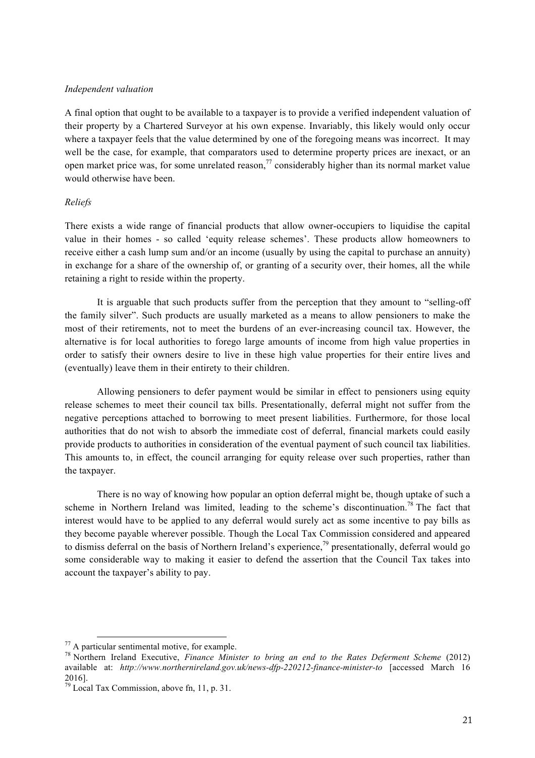*Independent valuation*

A final option that ought to be available to a taxpayer is to provide a verified independent valuation of their property by a Chartered Surveyor at his own expense. Invariably, this likely would only occur where a taxpayer feels that the value determined by one of the foregoing means was incorrect. It may well be the case, for example, that comparators used to determine property prices are inexact, or an open market price was, for some unrelated reason,[77] considerably higher than its normal market value would otherwise have been.

*Reliefs*

There exists a wide range of financial products that allow owner-occupiers to liquidise the capital value in their homes - so called 'equity release schemes'. These products allow homeowners to receive either a cash lump sum and/or an income (usually by using the capital to purchase an annuity) in exchange for a share of the ownership of, or granting of a security over, their homes, all the while retaining a right to reside within the property.

It is arguable that such products suffer from the perception that they amount to "selling-off the family silver". Such products are usually marketed as a means to allow pensioners to make the most of their retirements, not to meet the burdens of an ever-increasing council tax. However, the alternative is for local authorities to forego large amounts of income from high value properties in order to satisfy their owners desire to live in these high value properties for their entire lives and (eventually) leave them in their entirety to their children.

Allowing pensioners to defer payment would be similar in effect to pensioners using equity release schemes to meet their council tax bills. Presentationally, deferral might not suffer from the negative perceptions attached to borrowing to meet present liabilities. Furthermore, for those local authorities that do not wish to absorb the immediate cost of deferral, financial markets could easily provide products to authorities in consideration of the eventual payment of such council tax liabilities. This amounts to, in effect, the council arranging for equity release over such properties, rather than the taxpayer.

There is no way of knowing how popular an option deferral might be, though uptake of such a scheme in Northern Ireland was limited, leading to the scheme's discontinuation.[78] The fact that interest would have to be applied to any deferral would surely act as some incentive to pay bills as they become payable wherever possible. Though the Local Tax Commission considered and appeared to dismiss deferral on the basis of Northern Ireland's experience,[79] presentationally, deferral would go some considerable way to making it easier to defend the assertion that the Council Tax takes into account the taxpayer's ability to pay.

---

[77] A particular sentimental motive, for example.

[78] Northern Ireland Executive, *Finance Minister to bring an end to the Rates Deferment Scheme* (2012) available at: *http://www.northernireland.gov.uk/news-dfp-220212-finance-minister-to* [accessed March 16 2016].

[79] Local Tax Commission, above fn, 11, p. 31.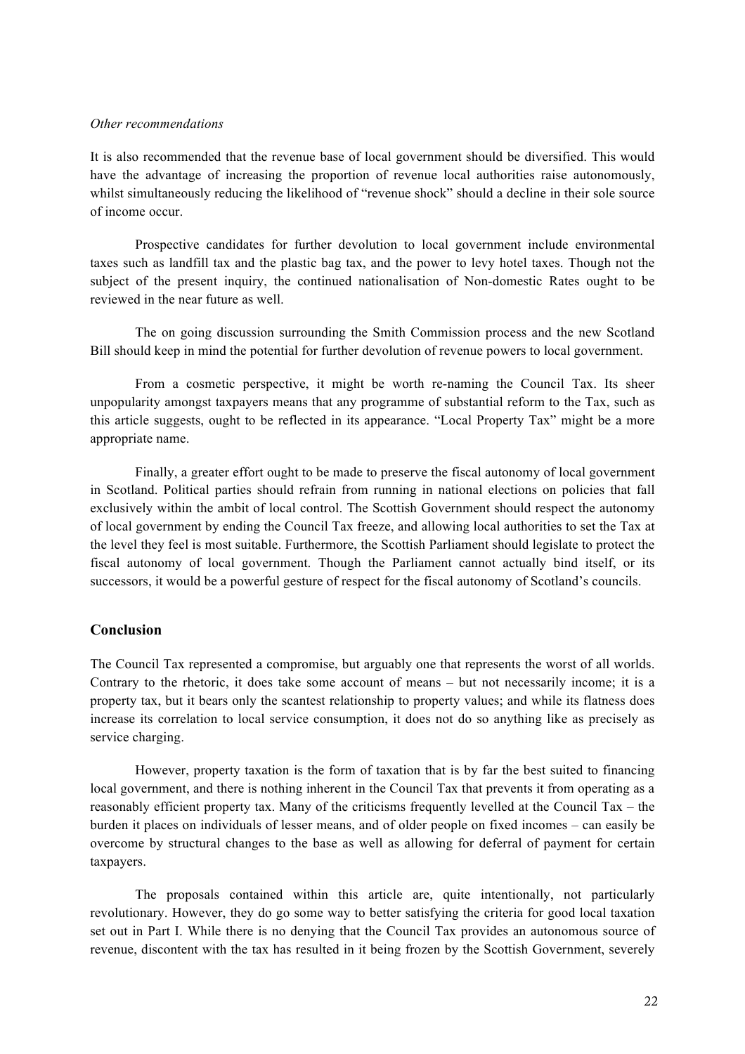*Other recommendations*

It is also recommended that the revenue base of local government should be diversified. This would have the advantage of increasing the proportion of revenue local authorities raise autonomously, whilst simultaneously reducing the likelihood of "revenue shock" should a decline in their sole source of income occur.

Prospective candidates for further devolution to local government include environmental taxes such as landfill tax and the plastic bag tax, and the power to levy hotel taxes. Though not the subject of the present inquiry, the continued nationalisation of Non-domestic Rates ought to be reviewed in the near future as well.

The on going discussion surrounding the Smith Commission process and the new Scotland Bill should keep in mind the potential for further devolution of revenue powers to local government.

From a cosmetic perspective, it might be worth re-naming the Council Tax. Its sheer unpopularity amongst taxpayers means that any programme of substantial reform to the Tax, such as this article suggests, ought to be reflected in its appearance. "Local Property Tax" might be a more appropriate name.

Finally, a greater effort ought to be made to preserve the fiscal autonomy of local government in Scotland. Political parties should refrain from running in national elections on policies that fall exclusively within the ambit of local control. The Scottish Government should respect the autonomy of local government by ending the Council Tax freeze, and allowing local authorities to set the Tax at the level they feel is most suitable. Furthermore, the Scottish Parliament should legislate to protect the fiscal autonomy of local government. Though the Parliament cannot actually bind itself, or its successors, it would be a powerful gesture of respect for the fiscal autonomy of Scotland's councils.

## Conclusion

The Council Tax represented a compromise, but arguably one that represents the worst of all worlds. Contrary to the rhetoric, it does take some account of means – but not necessarily income; it is a property tax, but it bears only the scantest relationship to property values; and while its flatness does increase its correlation to local service consumption, it does not do so anything like as precisely as service charging.

However, property taxation is the form of taxation that is by far the best suited to financing local government, and there is nothing inherent in the Council Tax that prevents it from operating as a reasonably efficient property tax. Many of the criticisms frequently levelled at the Council Tax – the burden it places on individuals of lesser means, and of older people on fixed incomes – can easily be overcome by structural changes to the base as well as allowing for deferral of payment for certain taxpayers.

The proposals contained within this article are, quite intentionally, not particularly revolutionary. However, they do go some way to better satisfying the criteria for good local taxation set out in Part I. While there is no denying that the Council Tax provides an autonomous source of revenue, discontent with the tax has resulted in it being frozen by the Scottish Government, severely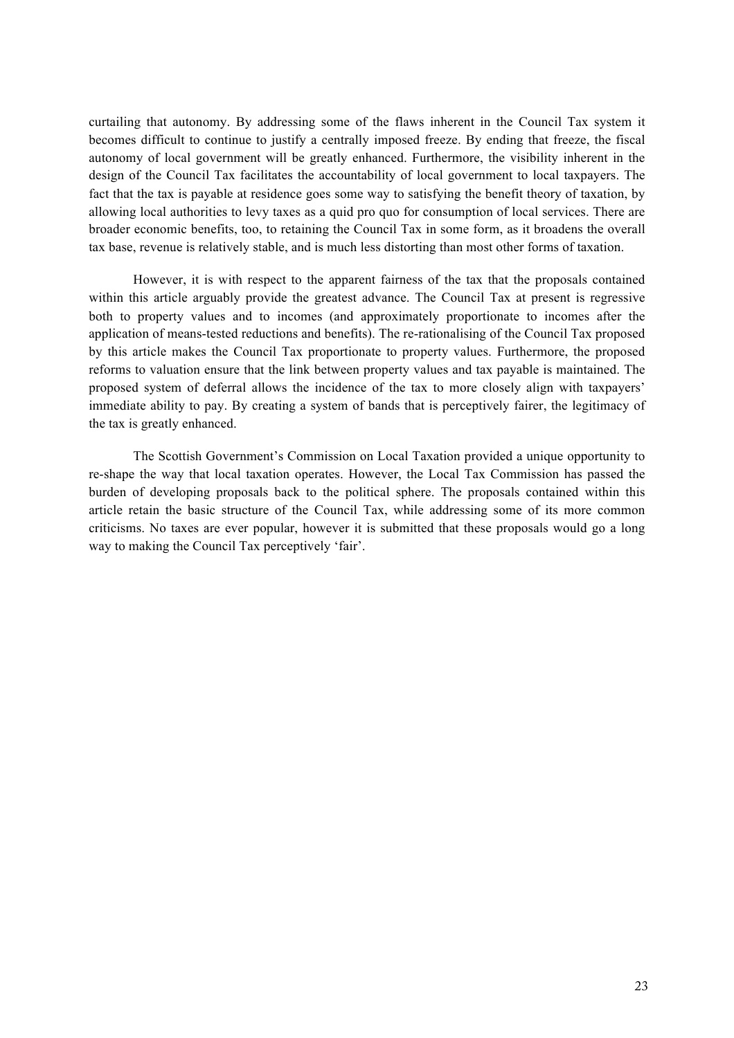curtailing that autonomy. By addressing some of the flaws inherent in the Council Tax system it becomes difficult to continue to justify a centrally imposed freeze. By ending that freeze, the fiscal autonomy of local government will be greatly enhanced. Furthermore, the visibility inherent in the design of the Council Tax facilitates the accountability of local government to local taxpayers. The fact that the tax is payable at residence goes some way to satisfying the benefit theory of taxation, by allowing local authorities to levy taxes as a quid pro quo for consumption of local services. There are broader economic benefits, too, to retaining the Council Tax in some form, as it broadens the overall tax base, revenue is relatively stable, and is much less distorting than most other forms of taxation.

However, it is with respect to the apparent fairness of the tax that the proposals contained within this article arguably provide the greatest advance. The Council Tax at present is regressive both to property values and to incomes (and approximately proportionate to incomes after the application of means-tested reductions and benefits). The re-rationalising of the Council Tax proposed by this article makes the Council Tax proportionate to property values. Furthermore, the proposed reforms to valuation ensure that the link between property values and tax payable is maintained. The proposed system of deferral allows the incidence of the tax to more closely align with taxpayers' immediate ability to pay. By creating a system of bands that is perceptively fairer, the legitimacy of the tax is greatly enhanced.

The Scottish Government's Commission on Local Taxation provided a unique opportunity to re-shape the way that local taxation operates. However, the Local Tax Commission has passed the burden of developing proposals back to the political sphere. The proposals contained within this article retain the basic structure of the Council Tax, while addressing some of its more common criticisms. No taxes are ever popular, however it is submitted that these proposals would go a long way to making the Council Tax perceptively 'fair'.